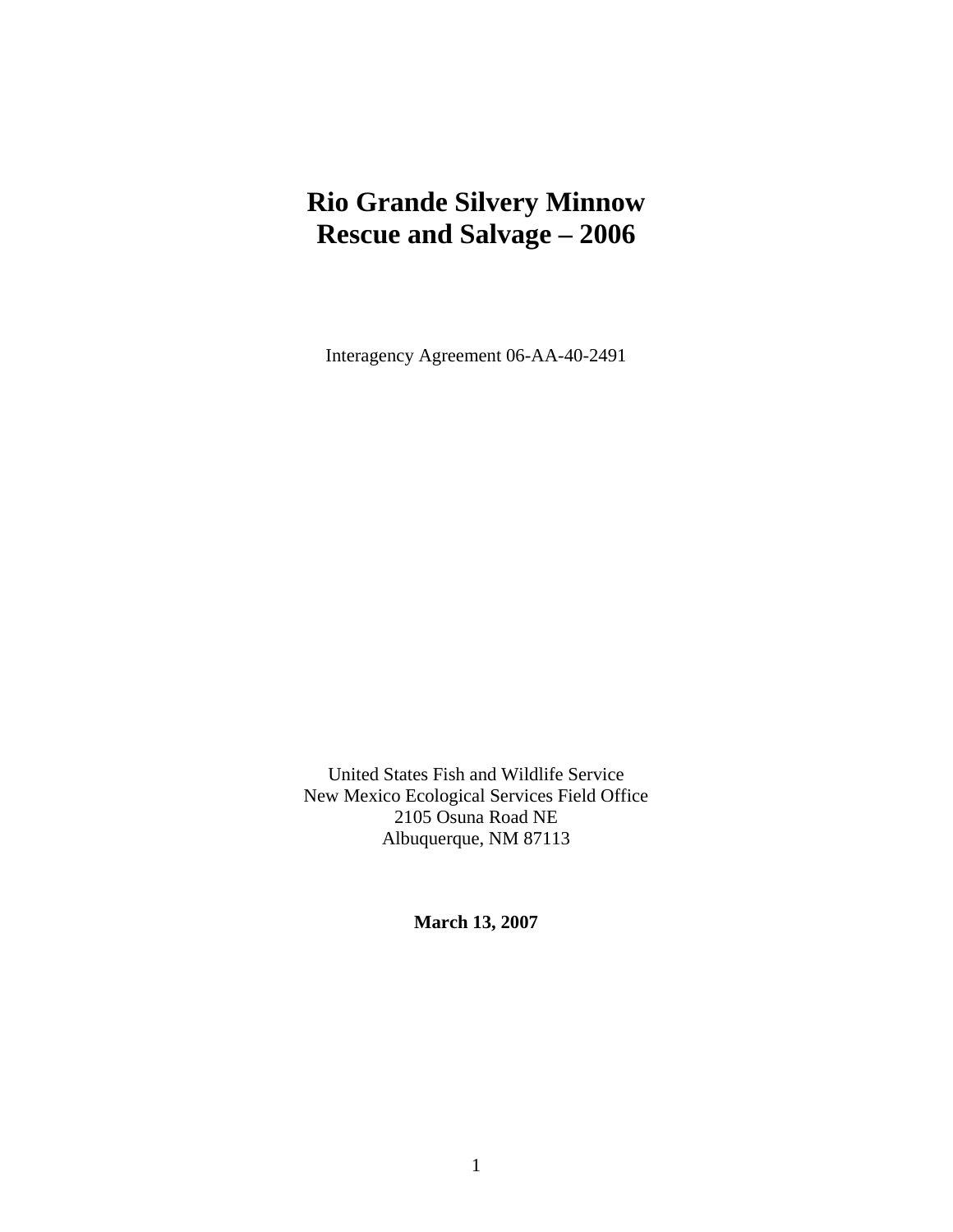# Rio Grande Silvery Minnow
# Rescue and Salvage – 2006

Interagency Agreement 06-AA-40-2491

United States Fish and Wildlife Service
New Mexico Ecological Services Field Office
2105 Osuna Road NE
Albuquerque, NM 87113

**March 13, 2007**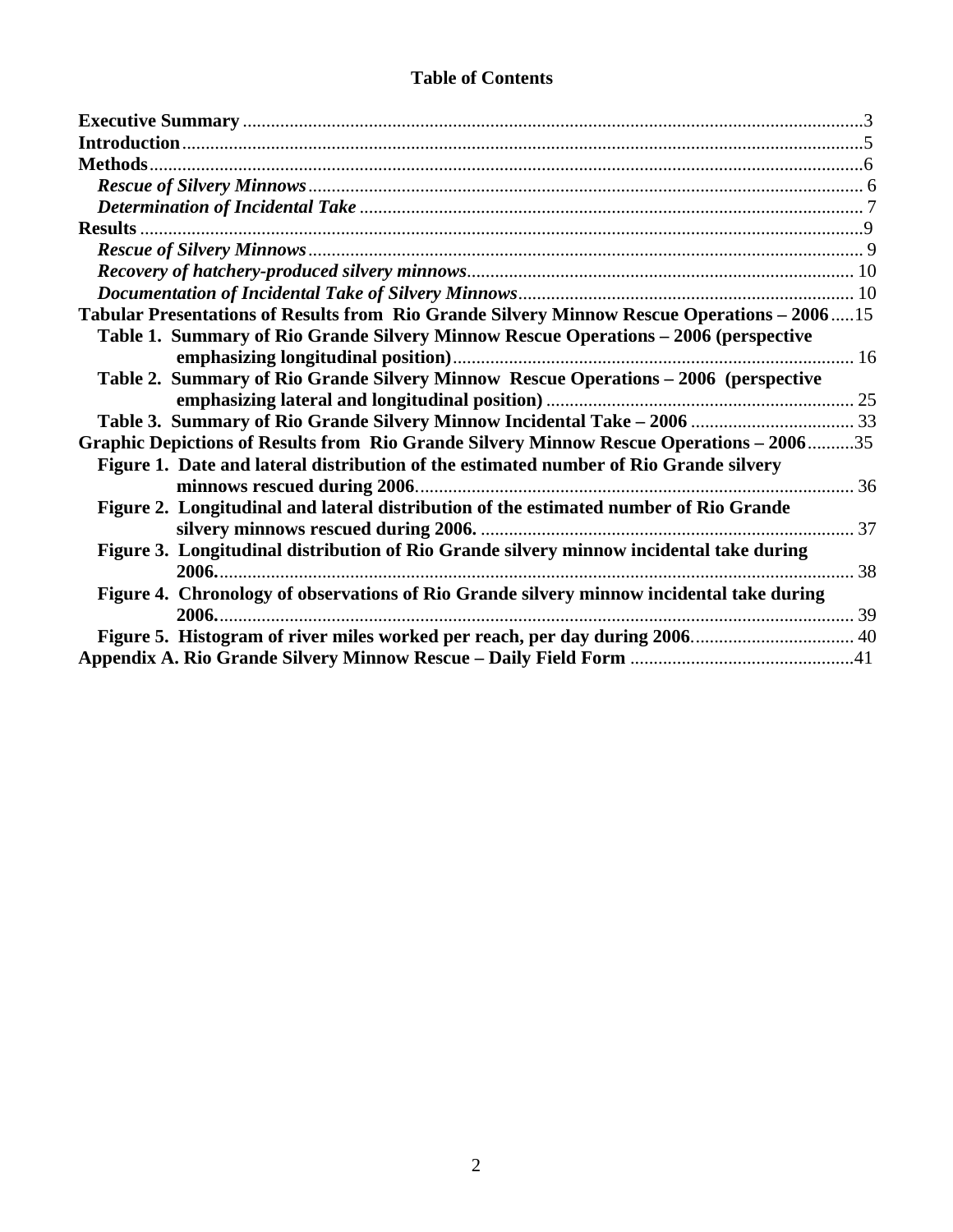# Table of Contents

**Executive Summary** ....................................................................................................................................3
**Introduction** ..............................................................................................................................................5
**Methods** .....................................................................................................................................................6
*Rescue of Silvery Minnows* ........................................................................................................................ 6
*Determination of Incidental Take* ............................................................................................................... 7
**Results** .......................................................................................................................................................9
*Rescue of Silvery Minnows* ........................................................................................................................ 9
*Recovery of hatchery-produced silvery minnows* ..................................................................................... 10
*Documentation of Incidental Take of Silvery Minnows* ........................................................................... 10
**Tabular Presentations of Results from Rio Grande Silvery Minnow Rescue Operations – 2006** .....15
**Table 1. Summary of Rio Grande Silvery Minnow Rescue Operations – 2006 (perspective emphasizing longitudinal position)** ..................................................................................... 16
**Table 2. Summary of Rio Grande Silvery Minnow Rescue Operations – 2006 (perspective emphasizing lateral and longitudinal position)** .................................................................. 25
**Table 3. Summary of Rio Grande Silvery Minnow Incidental Take – 2006** .................................... 33
**Graphic Depictions of Results from Rio Grande Silvery Minnow Rescue Operations – 2006** ..........35
**Figure 1. Date and lateral distribution of the estimated number of Rio Grande silvery minnows rescued during 2006**. ............................................................................................... 36
**Figure 2. Longitudinal and lateral distribution of the estimated number of Rio Grande silvery minnows rescued during 2006.** ................................................................................ 37
**Figure 3. Longitudinal distribution of Rio Grande silvery minnow incidental take during 2006.** ........................................................................................................................... 38
**Figure 4. Chronology of observations of Rio Grande silvery minnow incidental take during 2006.** ........................................................................................................................... 39
**Figure 5. Histogram of river miles worked per reach, per day during 2006**. ................................. 40
**Appendix A. Rio Grande Silvery Minnow Rescue – Daily Field Form** ...............................................41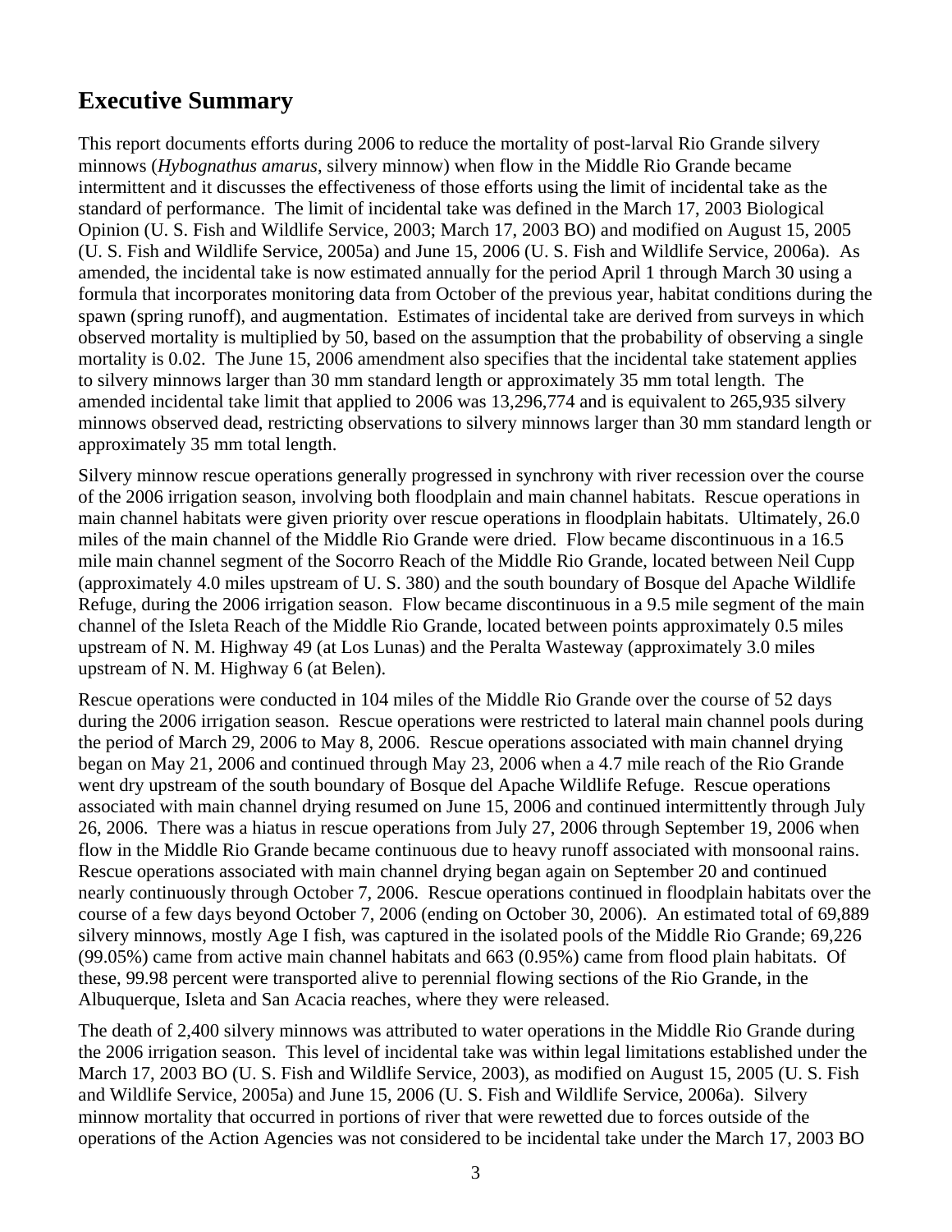# Executive Summary

This report documents efforts during 2006 to reduce the mortality of post-larval Rio Grande silvery minnows (*Hybognathus amarus*, silvery minnow) when flow in the Middle Rio Grande became intermittent and it discusses the effectiveness of those efforts using the limit of incidental take as the standard of performance. The limit of incidental take was defined in the March 17, 2003 Biological Opinion (U. S. Fish and Wildlife Service, 2003; March 17, 2003 BO) and modified on August 15, 2005 (U. S. Fish and Wildlife Service, 2005a) and June 15, 2006 (U. S. Fish and Wildlife Service, 2006a). As amended, the incidental take is now estimated annually for the period April 1 through March 30 using a formula that incorporates monitoring data from October of the previous year, habitat conditions during the spawn (spring runoff), and augmentation. Estimates of incidental take are derived from surveys in which observed mortality is multiplied by 50, based on the assumption that the probability of observing a single mortality is 0.02. The June 15, 2006 amendment also specifies that the incidental take statement applies to silvery minnows larger than 30 mm standard length or approximately 35 mm total length. The amended incidental take limit that applied to 2006 was 13,296,774 and is equivalent to 265,935 silvery minnows observed dead, restricting observations to silvery minnows larger than 30 mm standard length or approximately 35 mm total length.

Silvery minnow rescue operations generally progressed in synchrony with river recession over the course of the 2006 irrigation season, involving both floodplain and main channel habitats. Rescue operations in main channel habitats were given priority over rescue operations in floodplain habitats. Ultimately, 26.0 miles of the main channel of the Middle Rio Grande were dried. Flow became discontinuous in a 16.5 mile main channel segment of the Socorro Reach of the Middle Rio Grande, located between Neil Cupp (approximately 4.0 miles upstream of U. S. 380) and the south boundary of Bosque del Apache Wildlife Refuge, during the 2006 irrigation season. Flow became discontinuous in a 9.5 mile segment of the main channel of the Isleta Reach of the Middle Rio Grande, located between points approximately 0.5 miles upstream of N. M. Highway 49 (at Los Lunas) and the Peralta Wasteway (approximately 3.0 miles upstream of N. M. Highway 6 (at Belen).

Rescue operations were conducted in 104 miles of the Middle Rio Grande over the course of 52 days during the 2006 irrigation season. Rescue operations were restricted to lateral main channel pools during the period of March 29, 2006 to May 8, 2006. Rescue operations associated with main channel drying began on May 21, 2006 and continued through May 23, 2006 when a 4.7 mile reach of the Rio Grande went dry upstream of the south boundary of Bosque del Apache Wildlife Refuge. Rescue operations associated with main channel drying resumed on June 15, 2006 and continued intermittently through July 26, 2006. There was a hiatus in rescue operations from July 27, 2006 through September 19, 2006 when flow in the Middle Rio Grande became continuous due to heavy runoff associated with monsoonal rains. Rescue operations associated with main channel drying began again on September 20 and continued nearly continuously through October 7, 2006. Rescue operations continued in floodplain habitats over the course of a few days beyond October 7, 2006 (ending on October 30, 2006). An estimated total of 69,889 silvery minnows, mostly Age I fish, was captured in the isolated pools of the Middle Rio Grande; 69,226 (99.05%) came from active main channel habitats and 663 (0.95%) came from flood plain habitats. Of these, 99.98 percent were transported alive to perennial flowing sections of the Rio Grande, in the Albuquerque, Isleta and San Acacia reaches, where they were released.

The death of 2,400 silvery minnows was attributed to water operations in the Middle Rio Grande during the 2006 irrigation season. This level of incidental take was within legal limitations established under the March 17, 2003 BO (U. S. Fish and Wildlife Service, 2003), as modified on August 15, 2005 (U. S. Fish and Wildlife Service, 2005a) and June 15, 2006 (U. S. Fish and Wildlife Service, 2006a). Silvery minnow mortality that occurred in portions of river that were rewetted due to forces outside of the operations of the Action Agencies was not considered to be incidental take under the March 17, 2003 BO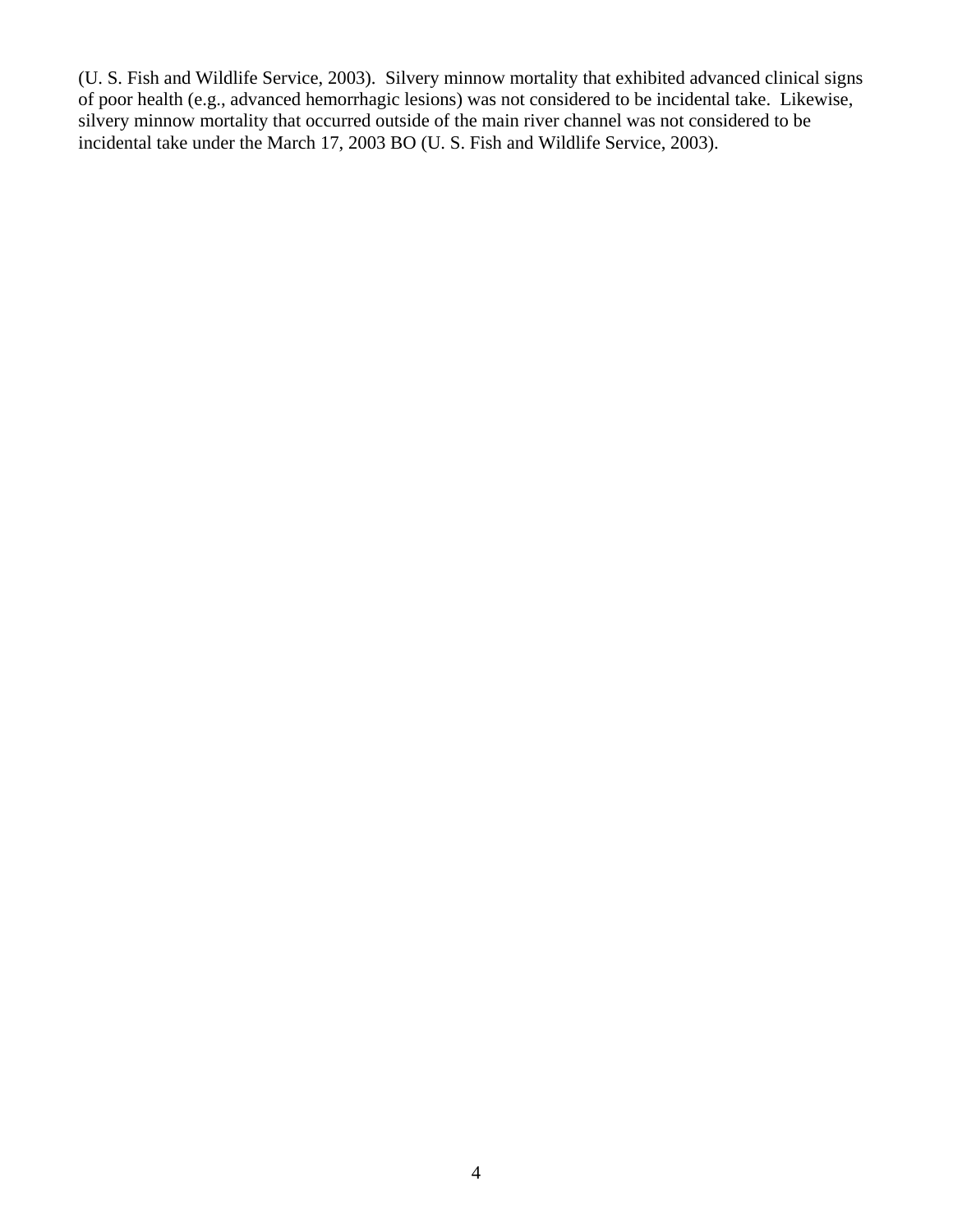(U. S. Fish and Wildlife Service, 2003). Silvery minnow mortality that exhibited advanced clinical signs of poor health (e.g., advanced hemorrhagic lesions) was not considered to be incidental take. Likewise, silvery minnow mortality that occurred outside of the main river channel was not considered to be incidental take under the March 17, 2003 BO (U. S. Fish and Wildlife Service, 2003).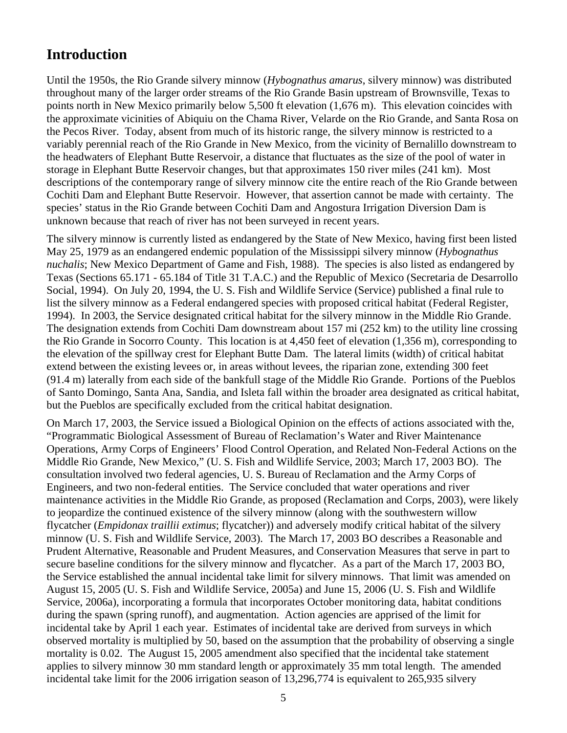# Introduction

Until the 1950s, the Rio Grande silvery minnow (*Hybognathus amarus*, silvery minnow) was distributed throughout many of the larger order streams of the Rio Grande Basin upstream of Brownsville, Texas to points north in New Mexico primarily below 5,500 ft elevation (1,676 m). This elevation coincides with the approximate vicinities of Abiquiu on the Chama River, Velarde on the Rio Grande, and Santa Rosa on the Pecos River. Today, absent from much of its historic range, the silvery minnow is restricted to a variably perennial reach of the Rio Grande in New Mexico, from the vicinity of Bernalillo downstream to the headwaters of Elephant Butte Reservoir, a distance that fluctuates as the size of the pool of water in storage in Elephant Butte Reservoir changes, but that approximates 150 river miles (241 km). Most descriptions of the contemporary range of silvery minnow cite the entire reach of the Rio Grande between Cochiti Dam and Elephant Butte Reservoir. However, that assertion cannot be made with certainty. The species' status in the Rio Grande between Cochiti Dam and Angostura Irrigation Diversion Dam is unknown because that reach of river has not been surveyed in recent years.

The silvery minnow is currently listed as endangered by the State of New Mexico, having first been listed May 25, 1979 as an endangered endemic population of the Mississippi silvery minnow (*Hybognathus nuchalis*; New Mexico Department of Game and Fish, 1988). The species is also listed as endangered by Texas (Sections 65.171 - 65.184 of Title 31 T.A.C.) and the Republic of Mexico (Secretaria de Desarrollo Social, 1994). On July 20, 1994, the U. S. Fish and Wildlife Service (Service) published a final rule to list the silvery minnow as a Federal endangered species with proposed critical habitat (Federal Register, 1994). In 2003, the Service designated critical habitat for the silvery minnow in the Middle Rio Grande. The designation extends from Cochiti Dam downstream about 157 mi (252 km) to the utility line crossing the Rio Grande in Socorro County. This location is at 4,450 feet of elevation (1,356 m), corresponding to the elevation of the spillway crest for Elephant Butte Dam. The lateral limits (width) of critical habitat extend between the existing levees or, in areas without levees, the riparian zone, extending 300 feet (91.4 m) laterally from each side of the bankfull stage of the Middle Rio Grande. Portions of the Pueblos of Santo Domingo, Santa Ana, Sandia, and Isleta fall within the broader area designated as critical habitat, but the Pueblos are specifically excluded from the critical habitat designation.

On March 17, 2003, the Service issued a Biological Opinion on the effects of actions associated with the, "Programmatic Biological Assessment of Bureau of Reclamation's Water and River Maintenance Operations, Army Corps of Engineers' Flood Control Operation, and Related Non-Federal Actions on the Middle Rio Grande, New Mexico," (U. S. Fish and Wildlife Service, 2003; March 17, 2003 BO). The consultation involved two federal agencies, U. S. Bureau of Reclamation and the Army Corps of Engineers, and two non-federal entities. The Service concluded that water operations and river maintenance activities in the Middle Rio Grande, as proposed (Reclamation and Corps, 2003), were likely to jeopardize the continued existence of the silvery minnow (along with the southwestern willow flycatcher (*Empidonax traillii extimus*; flycatcher)) and adversely modify critical habitat of the silvery minnow (U. S. Fish and Wildlife Service, 2003). The March 17, 2003 BO describes a Reasonable and Prudent Alternative, Reasonable and Prudent Measures, and Conservation Measures that serve in part to secure baseline conditions for the silvery minnow and flycatcher. As a part of the March 17, 2003 BO, the Service established the annual incidental take limit for silvery minnows. That limit was amended on August 15, 2005 (U. S. Fish and Wildlife Service, 2005a) and June 15, 2006 (U. S. Fish and Wildlife Service, 2006a), incorporating a formula that incorporates October monitoring data, habitat conditions during the spawn (spring runoff), and augmentation. Action agencies are apprised of the limit for incidental take by April 1 each year. Estimates of incidental take are derived from surveys in which observed mortality is multiplied by 50, based on the assumption that the probability of observing a single mortality is 0.02. The August 15, 2005 amendment also specified that the incidental take statement applies to silvery minnow 30 mm standard length or approximately 35 mm total length. The amended incidental take limit for the 2006 irrigation season of 13,296,774 is equivalent to 265,935 silvery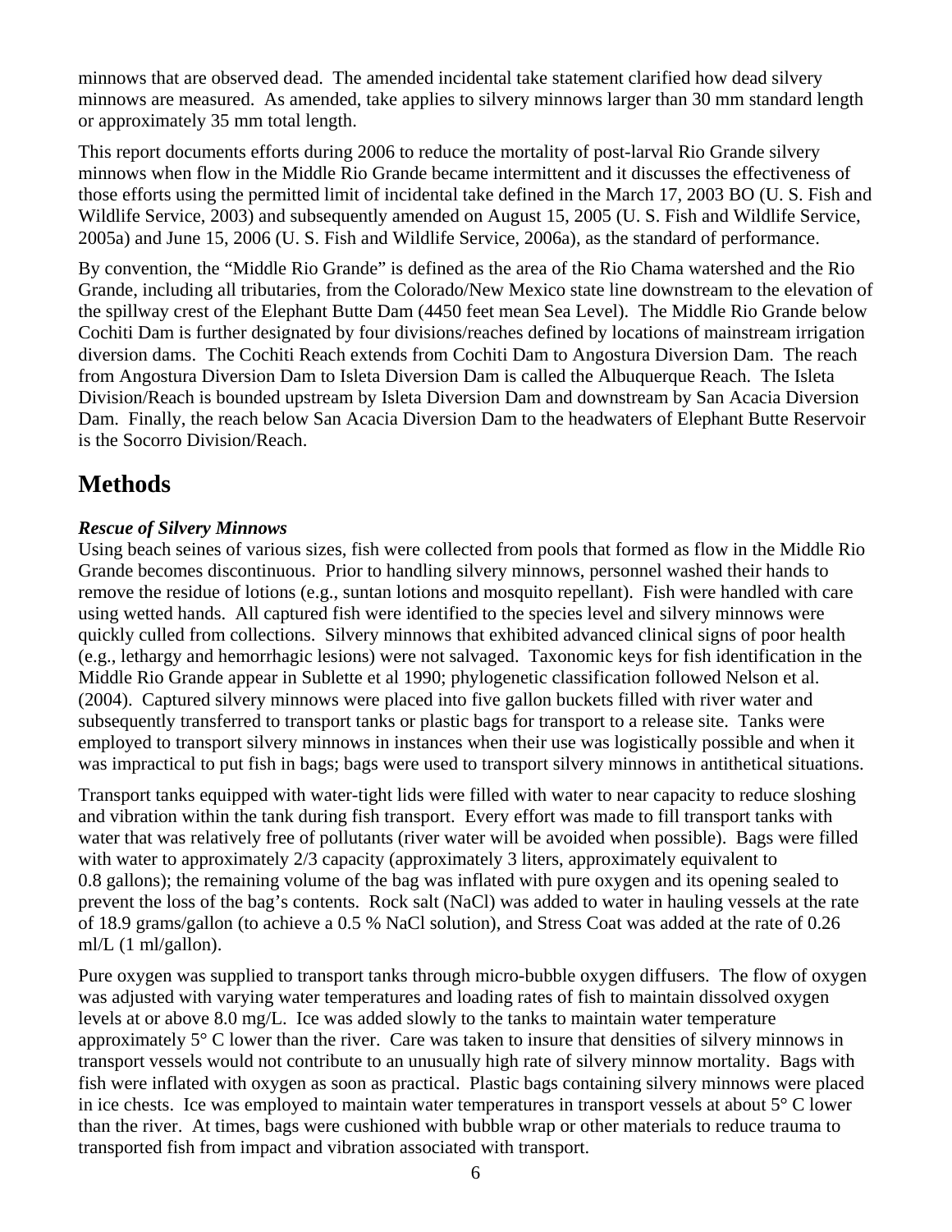minnows that are observed dead. The amended incidental take statement clarified how dead silvery minnows are measured. As amended, take applies to silvery minnows larger than 30 mm standard length or approximately 35 mm total length.

This report documents efforts during 2006 to reduce the mortality of post-larval Rio Grande silvery minnows when flow in the Middle Rio Grande became intermittent and it discusses the effectiveness of those efforts using the permitted limit of incidental take defined in the March 17, 2003 BO (U. S. Fish and Wildlife Service, 2003) and subsequently amended on August 15, 2005 (U. S. Fish and Wildlife Service, 2005a) and June 15, 2006 (U. S. Fish and Wildlife Service, 2006a), as the standard of performance.

By convention, the "Middle Rio Grande" is defined as the area of the Rio Chama watershed and the Rio Grande, including all tributaries, from the Colorado/New Mexico state line downstream to the elevation of the spillway crest of the Elephant Butte Dam (4450 feet mean Sea Level). The Middle Rio Grande below Cochiti Dam is further designated by four divisions/reaches defined by locations of mainstream irrigation diversion dams. The Cochiti Reach extends from Cochiti Dam to Angostura Diversion Dam. The reach from Angostura Diversion Dam to Isleta Diversion Dam is called the Albuquerque Reach. The Isleta Division/Reach is bounded upstream by Isleta Diversion Dam and downstream by San Acacia Diversion Dam. Finally, the reach below San Acacia Diversion Dam to the headwaters of Elephant Butte Reservoir is the Socorro Division/Reach.

# Methods

### *Rescue of Silvery Minnows*

Using beach seines of various sizes, fish were collected from pools that formed as flow in the Middle Rio Grande becomes discontinuous. Prior to handling silvery minnows, personnel washed their hands to remove the residue of lotions (e.g., suntan lotions and mosquito repellant). Fish were handled with care using wetted hands. All captured fish were identified to the species level and silvery minnows were quickly culled from collections. Silvery minnows that exhibited advanced clinical signs of poor health (e.g., lethargy and hemorrhagic lesions) were not salvaged. Taxonomic keys for fish identification in the Middle Rio Grande appear in Sublette et al 1990; phylogenetic classification followed Nelson et al. (2004). Captured silvery minnows were placed into five gallon buckets filled with river water and subsequently transferred to transport tanks or plastic bags for transport to a release site. Tanks were employed to transport silvery minnows in instances when their use was logistically possible and when it was impractical to put fish in bags; bags were used to transport silvery minnows in antithetical situations.

Transport tanks equipped with water-tight lids were filled with water to near capacity to reduce sloshing and vibration within the tank during fish transport. Every effort was made to fill transport tanks with water that was relatively free of pollutants (river water will be avoided when possible). Bags were filled with water to approximately 2/3 capacity (approximately 3 liters, approximately equivalent to 0.8 gallons); the remaining volume of the bag was inflated with pure oxygen and its opening sealed to prevent the loss of the bag's contents. Rock salt (NaCl) was added to water in hauling vessels at the rate of 18.9 grams/gallon (to achieve a 0.5 % NaCl solution), and Stress Coat was added at the rate of 0.26 ml/L (1 ml/gallon).

Pure oxygen was supplied to transport tanks through micro-bubble oxygen diffusers. The flow of oxygen was adjusted with varying water temperatures and loading rates of fish to maintain dissolved oxygen levels at or above 8.0 mg/L. Ice was added slowly to the tanks to maintain water temperature approximately 5° C lower than the river. Care was taken to insure that densities of silvery minnows in transport vessels would not contribute to an unusually high rate of silvery minnow mortality. Bags with fish were inflated with oxygen as soon as practical. Plastic bags containing silvery minnows were placed in ice chests. Ice was employed to maintain water temperatures in transport vessels at about 5° C lower than the river. At times, bags were cushioned with bubble wrap or other materials to reduce trauma to transported fish from impact and vibration associated with transport.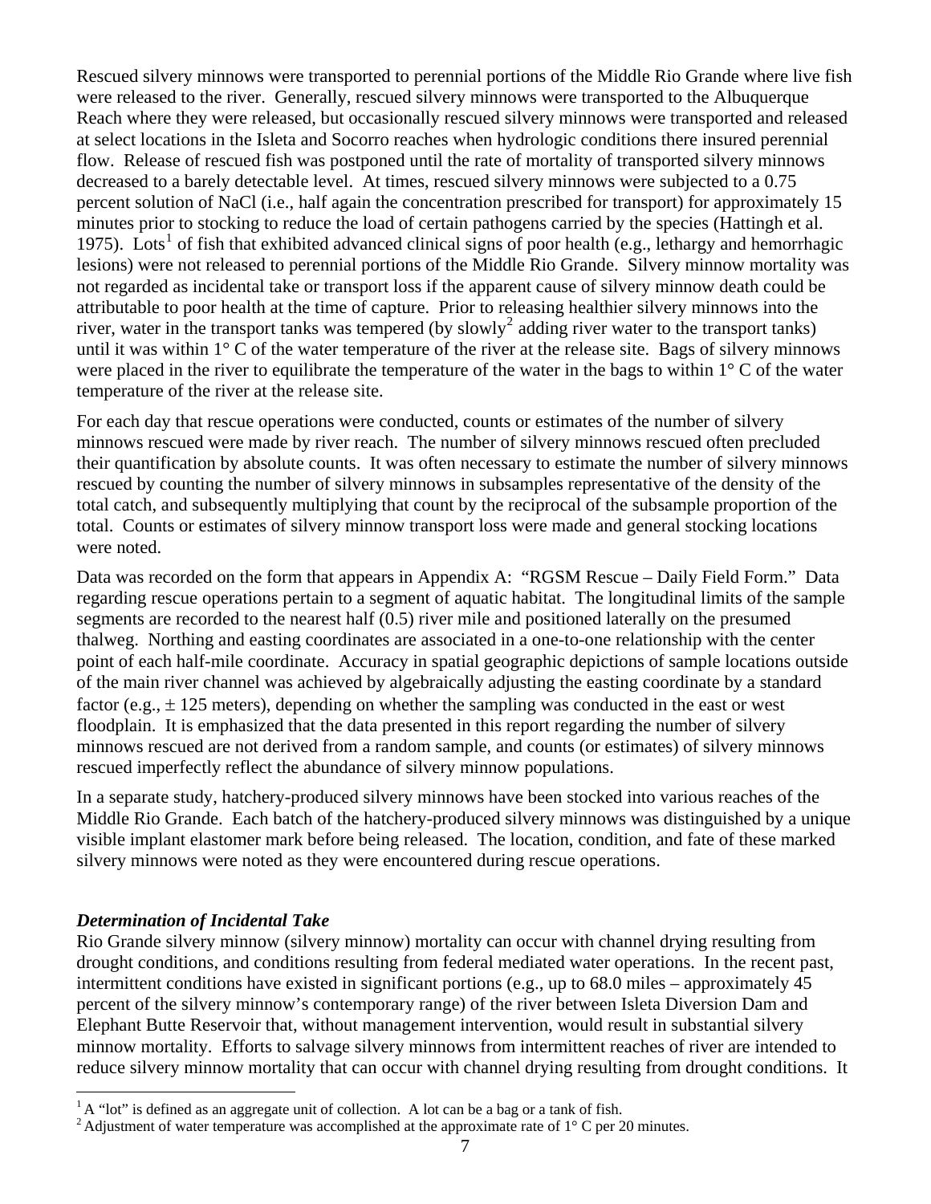Rescued silvery minnows were transported to perennial portions of the Middle Rio Grande where live fish were released to the river. Generally, rescued silvery minnows were transported to the Albuquerque Reach where they were released, but occasionally rescued silvery minnows were transported and released at select locations in the Isleta and Socorro reaches when hydrologic conditions there insured perennial flow. Release of rescued fish was postponed until the rate of mortality of transported silvery minnows decreased to a barely detectable level. At times, rescued silvery minnows were subjected to a 0.75 percent solution of NaCl (i.e., half again the concentration prescribed for transport) for approximately 15 minutes prior to stocking to reduce the load of certain pathogens carried by the species (Hattingh et al. 1975). Lots[1] of fish that exhibited advanced clinical signs of poor health (e.g., lethargy and hemorrhagic lesions) were not released to perennial portions of the Middle Rio Grande. Silvery minnow mortality was not regarded as incidental take or transport loss if the apparent cause of silvery minnow death could be attributable to poor health at the time of capture. Prior to releasing healthier silvery minnows into the river, water in the transport tanks was tempered (by slowly[2] adding river water to the transport tanks) until it was within 1° C of the water temperature of the river at the release site. Bags of silvery minnows were placed in the river to equilibrate the temperature of the water in the bags to within 1° C of the water temperature of the river at the release site.

For each day that rescue operations were conducted, counts or estimates of the number of silvery minnows rescued were made by river reach. The number of silvery minnows rescued often precluded their quantification by absolute counts. It was often necessary to estimate the number of silvery minnows rescued by counting the number of silvery minnows in subsamples representative of the density of the total catch, and subsequently multiplying that count by the reciprocal of the subsample proportion of the total. Counts or estimates of silvery minnow transport loss were made and general stocking locations were noted.

Data was recorded on the form that appears in Appendix A: "RGSM Rescue – Daily Field Form." Data regarding rescue operations pertain to a segment of aquatic habitat. The longitudinal limits of the sample segments are recorded to the nearest half (0.5) river mile and positioned laterally on the presumed thalweg. Northing and easting coordinates are associated in a one-to-one relationship with the center point of each half-mile coordinate. Accuracy in spatial geographic depictions of sample locations outside of the main river channel was achieved by algebraically adjusting the easting coordinate by a standard factor (e.g., ± 125 meters), depending on whether the sampling was conducted in the east or west floodplain. It is emphasized that the data presented in this report regarding the number of silvery minnows rescued are not derived from a random sample, and counts (or estimates) of silvery minnows rescued imperfectly reflect the abundance of silvery minnow populations.

In a separate study, hatchery-produced silvery minnows have been stocked into various reaches of the Middle Rio Grande. Each batch of the hatchery-produced silvery minnows was distinguished by a unique visible implant elastomer mark before being released. The location, condition, and fate of these marked silvery minnows were noted as they were encountered during rescue operations.

### *Determination of Incidental Take*

Rio Grande silvery minnow (silvery minnow) mortality can occur with channel drying resulting from drought conditions, and conditions resulting from federal mediated water operations. In the recent past, intermittent conditions have existed in significant portions (e.g., up to 68.0 miles – approximately 45 percent of the silvery minnow's contemporary range) of the river between Isleta Diversion Dam and Elephant Butte Reservoir that, without management intervention, would result in substantial silvery minnow mortality. Efforts to salvage silvery minnows from intermittent reaches of river are intended to reduce silvery minnow mortality that can occur with channel drying resulting from drought conditions. It

---

[1] A "lot" is defined as an aggregate unit of collection. A lot can be a bag or a tank of fish.

[2] Adjustment of water temperature was accomplished at the approximate rate of 1° C per 20 minutes.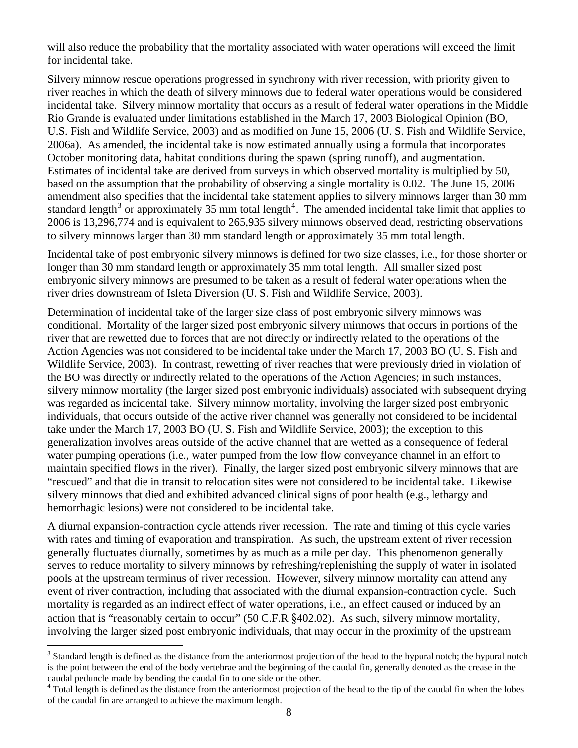will also reduce the probability that the mortality associated with water operations will exceed the limit for incidental take.

Silvery minnow rescue operations progressed in synchrony with river recession, with priority given to river reaches in which the death of silvery minnows due to federal water operations would be considered incidental take. Silvery minnow mortality that occurs as a result of federal water operations in the Middle Rio Grande is evaluated under limitations established in the March 17, 2003 Biological Opinion (BO, U.S. Fish and Wildlife Service, 2003) and as modified on June 15, 2006 (U. S. Fish and Wildlife Service, 2006a). As amended, the incidental take is now estimated annually using a formula that incorporates October monitoring data, habitat conditions during the spawn (spring runoff), and augmentation. Estimates of incidental take are derived from surveys in which observed mortality is multiplied by 50, based on the assumption that the probability of observing a single mortality is 0.02. The June 15, 2006 amendment also specifies that the incidental take statement applies to silvery minnows larger than 30 mm standard length[3] or approximately 35 mm total length[4]. The amended incidental take limit that applies to 2006 is 13,296,774 and is equivalent to 265,935 silvery minnows observed dead, restricting observations to silvery minnows larger than 30 mm standard length or approximately 35 mm total length.

Incidental take of post embryonic silvery minnows is defined for two size classes, i.e., for those shorter or longer than 30 mm standard length or approximately 35 mm total length. All smaller sized post embryonic silvery minnows are presumed to be taken as a result of federal water operations when the river dries downstream of Isleta Diversion (U. S. Fish and Wildlife Service, 2003).

Determination of incidental take of the larger size class of post embryonic silvery minnows was conditional. Mortality of the larger sized post embryonic silvery minnows that occurs in portions of the river that are rewetted due to forces that are not directly or indirectly related to the operations of the Action Agencies was not considered to be incidental take under the March 17, 2003 BO (U. S. Fish and Wildlife Service, 2003). In contrast, rewetting of river reaches that were previously dried in violation of the BO was directly or indirectly related to the operations of the Action Agencies; in such instances, silvery minnow mortality (the larger sized post embryonic individuals) associated with subsequent drying was regarded as incidental take. Silvery minnow mortality, involving the larger sized post embryonic individuals, that occurs outside of the active river channel was generally not considered to be incidental take under the March 17, 2003 BO (U. S. Fish and Wildlife Service, 2003); the exception to this generalization involves areas outside of the active channel that are wetted as a consequence of federal water pumping operations (i.e., water pumped from the low flow conveyance channel in an effort to maintain specified flows in the river). Finally, the larger sized post embryonic silvery minnows that are "rescued" and that die in transit to relocation sites were not considered to be incidental take. Likewise silvery minnows that died and exhibited advanced clinical signs of poor health (e.g., lethargy and hemorrhagic lesions) were not considered to be incidental take.

A diurnal expansion-contraction cycle attends river recession. The rate and timing of this cycle varies with rates and timing of evaporation and transpiration. As such, the upstream extent of river recession generally fluctuates diurnally, sometimes by as much as a mile per day. This phenomenon generally serves to reduce mortality to silvery minnows by refreshing/replenishing the supply of water in isolated pools at the upstream terminus of river recession. However, silvery minnow mortality can attend any event of river contraction, including that associated with the diurnal expansion-contraction cycle. Such mortality is regarded as an indirect effect of water operations, i.e., an effect caused or induced by an action that is "reasonably certain to occur" (50 C.F.R §402.02). As such, silvery minnow mortality, involving the larger sized post embryonic individuals, that may occur in the proximity of the upstream

[3] Standard length is defined as the distance from the anteriormost projection of the head to the hypural notch; the hypural notch is the point between the end of the body vertebrae and the beginning of the caudal fin, generally denoted as the crease in the caudal peduncle made by bending the caudal fin to one side or the other.

[4] Total length is defined as the distance from the anteriormost projection of the head to the tip of the caudal fin when the lobes of the caudal fin are arranged to achieve the maximum length.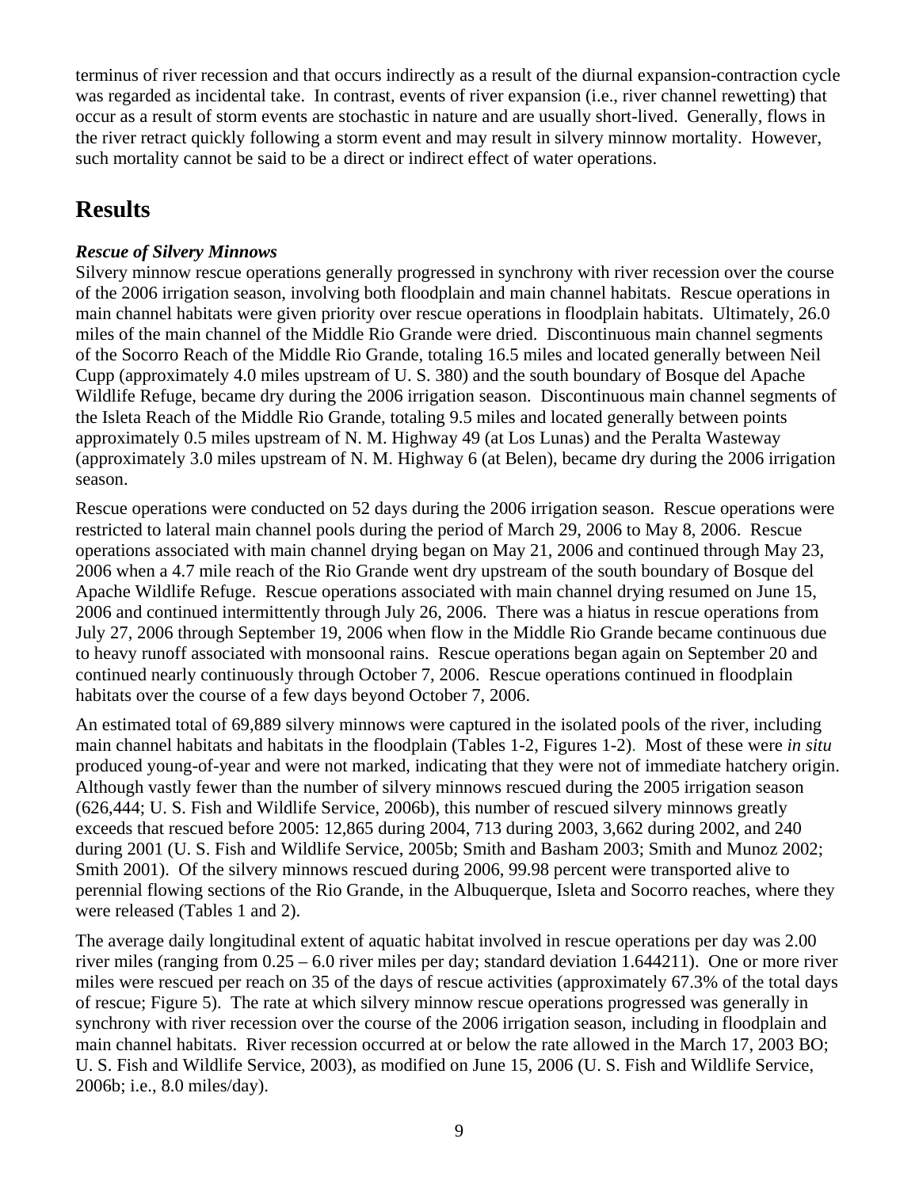terminus of river recession and that occurs indirectly as a result of the diurnal expansion-contraction cycle was regarded as incidental take. In contrast, events of river expansion (i.e., river channel rewetting) that occur as a result of storm events are stochastic in nature and are usually short-lived. Generally, flows in the river retract quickly following a storm event and may result in silvery minnow mortality. However, such mortality cannot be said to be a direct or indirect effect of water operations.

## Results

***Rescue of Silvery Minnows***

Silvery minnow rescue operations generally progressed in synchrony with river recession over the course of the 2006 irrigation season, involving both floodplain and main channel habitats. Rescue operations in main channel habitats were given priority over rescue operations in floodplain habitats. Ultimately, 26.0 miles of the main channel of the Middle Rio Grande were dried. Discontinuous main channel segments of the Socorro Reach of the Middle Rio Grande, totaling 16.5 miles and located generally between Neil Cupp (approximately 4.0 miles upstream of U. S. 380) and the south boundary of Bosque del Apache Wildlife Refuge, became dry during the 2006 irrigation season. Discontinuous main channel segments of the Isleta Reach of the Middle Rio Grande, totaling 9.5 miles and located generally between points approximately 0.5 miles upstream of N. M. Highway 49 (at Los Lunas) and the Peralta Wasteway (approximately 3.0 miles upstream of N. M. Highway 6 (at Belen), became dry during the 2006 irrigation season.

Rescue operations were conducted on 52 days during the 2006 irrigation season. Rescue operations were restricted to lateral main channel pools during the period of March 29, 2006 to May 8, 2006. Rescue operations associated with main channel drying began on May 21, 2006 and continued through May 23, 2006 when a 4.7 mile reach of the Rio Grande went dry upstream of the south boundary of Bosque del Apache Wildlife Refuge. Rescue operations associated with main channel drying resumed on June 15, 2006 and continued intermittently through July 26, 2006. There was a hiatus in rescue operations from July 27, 2006 through September 19, 2006 when flow in the Middle Rio Grande became continuous due to heavy runoff associated with monsoonal rains. Rescue operations began again on September 20 and continued nearly continuously through October 7, 2006. Rescue operations continued in floodplain habitats over the course of a few days beyond October 7, 2006.

An estimated total of 69,889 silvery minnows were captured in the isolated pools of the river, including main channel habitats and habitats in the floodplain (Tables 1-2, Figures 1-2). Most of these were *in situ* produced young-of-year and were not marked, indicating that they were not of immediate hatchery origin. Although vastly fewer than the number of silvery minnows rescued during the 2005 irrigation season (626,444; U. S. Fish and Wildlife Service, 2006b), this number of rescued silvery minnows greatly exceeds that rescued before 2005: 12,865 during 2004, 713 during 2003, 3,662 during 2002, and 240 during 2001 (U. S. Fish and Wildlife Service, 2005b; Smith and Basham 2003; Smith and Munoz 2002; Smith 2001). Of the silvery minnows rescued during 2006, 99.98 percent were transported alive to perennial flowing sections of the Rio Grande, in the Albuquerque, Isleta and Socorro reaches, where they were released (Tables 1 and 2).

The average daily longitudinal extent of aquatic habitat involved in rescue operations per day was 2.00 river miles (ranging from 0.25 – 6.0 river miles per day; standard deviation 1.644211). One or more river miles were rescued per reach on 35 of the days of rescue activities (approximately 67.3% of the total days of rescue; Figure 5). The rate at which silvery minnow rescue operations progressed was generally in synchrony with river recession over the course of the 2006 irrigation season, including in floodplain and main channel habitats. River recession occurred at or below the rate allowed in the March 17, 2003 BO; U. S. Fish and Wildlife Service, 2003), as modified on June 15, 2006 (U. S. Fish and Wildlife Service, 2006b; i.e., 8.0 miles/day).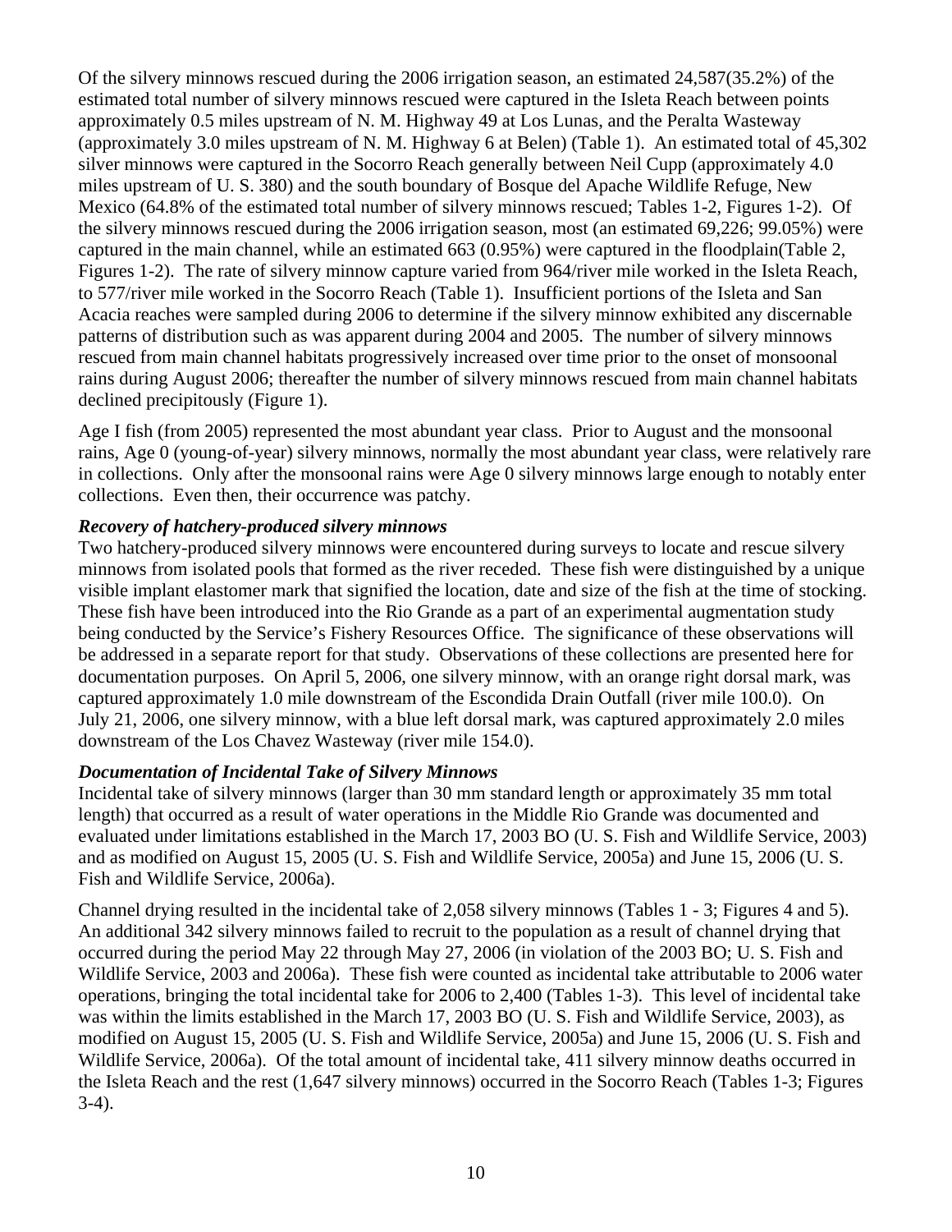Of the silvery minnows rescued during the 2006 irrigation season, an estimated 24,587(35.2%) of the estimated total number of silvery minnows rescued were captured in the Isleta Reach between points approximately 0.5 miles upstream of N. M. Highway 49 at Los Lunas, and the Peralta Wasteway (approximately 3.0 miles upstream of N. M. Highway 6 at Belen) (Table 1). An estimated total of 45,302 silver minnows were captured in the Socorro Reach generally between Neil Cupp (approximately 4.0 miles upstream of U. S. 380) and the south boundary of Bosque del Apache Wildlife Refuge, New Mexico (64.8% of the estimated total number of silvery minnows rescued; Tables 1-2, Figures 1-2). Of the silvery minnows rescued during the 2006 irrigation season, most (an estimated 69,226; 99.05%) were captured in the main channel, while an estimated 663 (0.95%) were captured in the floodplain(Table 2, Figures 1-2). The rate of silvery minnow capture varied from 964/river mile worked in the Isleta Reach, to 577/river mile worked in the Socorro Reach (Table 1). Insufficient portions of the Isleta and San Acacia reaches were sampled during 2006 to determine if the silvery minnow exhibited any discernable patterns of distribution such as was apparent during 2004 and 2005. The number of silvery minnows rescued from main channel habitats progressively increased over time prior to the onset of monsoonal rains during August 2006; thereafter the number of silvery minnows rescued from main channel habitats declined precipitously (Figure 1).

Age I fish (from 2005) represented the most abundant year class. Prior to August and the monsoonal rains, Age 0 (young-of-year) silvery minnows, normally the most abundant year class, were relatively rare in collections. Only after the monsoonal rains were Age 0 silvery minnows large enough to notably enter collections. Even then, their occurrence was patchy.

***Recovery of hatchery-produced silvery minnows***

Two hatchery-produced silvery minnows were encountered during surveys to locate and rescue silvery minnows from isolated pools that formed as the river receded. These fish were distinguished by a unique visible implant elastomer mark that signified the location, date and size of the fish at the time of stocking. These fish have been introduced into the Rio Grande as a part of an experimental augmentation study being conducted by the Service's Fishery Resources Office. The significance of these observations will be addressed in a separate report for that study. Observations of these collections are presented here for documentation purposes. On April 5, 2006, one silvery minnow, with an orange right dorsal mark, was captured approximately 1.0 mile downstream of the Escondida Drain Outfall (river mile 100.0). On July 21, 2006, one silvery minnow, with a blue left dorsal mark, was captured approximately 2.0 miles downstream of the Los Chavez Wasteway (river mile 154.0).

***Documentation of Incidental Take of Silvery Minnows***

Incidental take of silvery minnows (larger than 30 mm standard length or approximately 35 mm total length) that occurred as a result of water operations in the Middle Rio Grande was documented and evaluated under limitations established in the March 17, 2003 BO (U. S. Fish and Wildlife Service, 2003) and as modified on August 15, 2005 (U. S. Fish and Wildlife Service, 2005a) and June 15, 2006 (U. S. Fish and Wildlife Service, 2006a).

Channel drying resulted in the incidental take of 2,058 silvery minnows (Tables 1 - 3; Figures 4 and 5). An additional 342 silvery minnows failed to recruit to the population as a result of channel drying that occurred during the period May 22 through May 27, 2006 (in violation of the 2003 BO; U. S. Fish and Wildlife Service, 2003 and 2006a). These fish were counted as incidental take attributable to 2006 water operations, bringing the total incidental take for 2006 to 2,400 (Tables 1-3). This level of incidental take was within the limits established in the March 17, 2003 BO (U. S. Fish and Wildlife Service, 2003), as modified on August 15, 2005 (U. S. Fish and Wildlife Service, 2005a) and June 15, 2006 (U. S. Fish and Wildlife Service, 2006a). Of the total amount of incidental take, 411 silvery minnow deaths occurred in the Isleta Reach and the rest (1,647 silvery minnows) occurred in the Socorro Reach (Tables 1-3; Figures 3-4).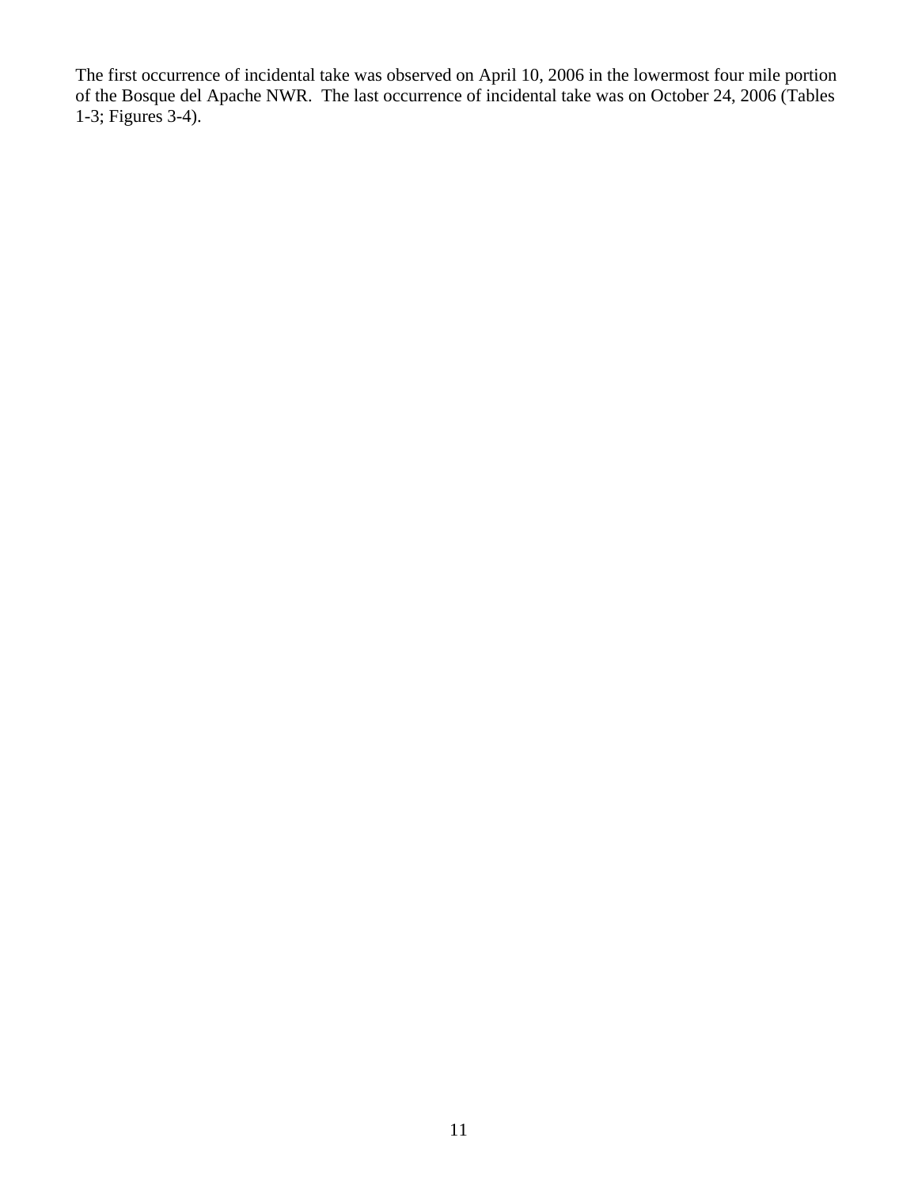The first occurrence of incidental take was observed on April 10, 2006 in the lowermost four mile portion of the Bosque del Apache NWR. The last occurrence of incidental take was on October 24, 2006 (Tables 1-3; Figures 3-4).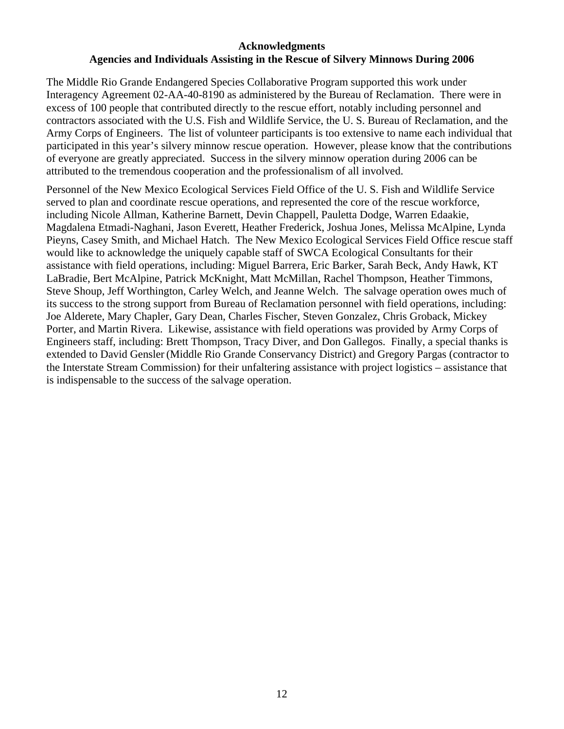## Acknowledgments

### Agencies and Individuals Assisting in the Rescue of Silvery Minnows During 2006

The Middle Rio Grande Endangered Species Collaborative Program supported this work under Interagency Agreement 02-AA-40-8190 as administered by the Bureau of Reclamation. There were in excess of 100 people that contributed directly to the rescue effort, notably including personnel and contractors associated with the U.S. Fish and Wildlife Service, the U. S. Bureau of Reclamation, and the Army Corps of Engineers. The list of volunteer participants is too extensive to name each individual that participated in this year's silvery minnow rescue operation. However, please know that the contributions of everyone are greatly appreciated. Success in the silvery minnow operation during 2006 can be attributed to the tremendous cooperation and the professionalism of all involved.

Personnel of the New Mexico Ecological Services Field Office of the U. S. Fish and Wildlife Service served to plan and coordinate rescue operations, and represented the core of the rescue workforce, including Nicole Allman, Katherine Barnett, Devin Chappell, Pauletta Dodge, Warren Edaakie, Magdalena Etmadi-Naghani, Jason Everett, Heather Frederick, Joshua Jones, Melissa McAlpine, Lynda Pieyns, Casey Smith, and Michael Hatch. The New Mexico Ecological Services Field Office rescue staff would like to acknowledge the uniquely capable staff of SWCA Ecological Consultants for their assistance with field operations, including: Miguel Barrera, Eric Barker, Sarah Beck, Andy Hawk, KT LaBradie, Bert McAlpine, Patrick McKnight, Matt McMillan, Rachel Thompson, Heather Timmons, Steve Shoup, Jeff Worthington, Carley Welch, and Jeanne Welch. The salvage operation owes much of its success to the strong support from Bureau of Reclamation personnel with field operations, including: Joe Alderete, Mary Chapler, Gary Dean, Charles Fischer, Steven Gonzalez, Chris Groback, Mickey Porter, and Martin Rivera. Likewise, assistance with field operations was provided by Army Corps of Engineers staff, including: Brett Thompson, Tracy Diver, and Don Gallegos. Finally, a special thanks is extended to David Gensler (Middle Rio Grande Conservancy District) and Gregory Pargas (contractor to the Interstate Stream Commission) for their unfaltering assistance with project logistics – assistance that is indispensable to the success of the salvage operation.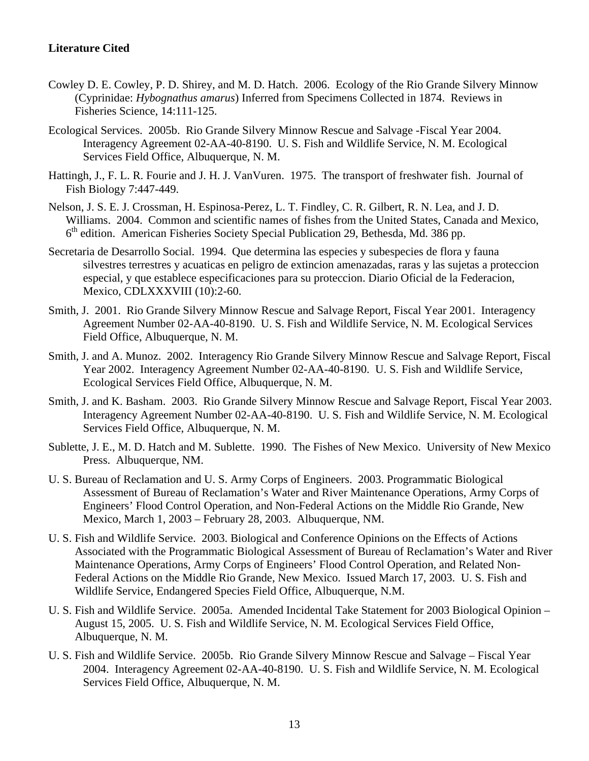**Literature Cited**

Cowley D. E. Cowley, P. D. Shirey, and M. D. Hatch. 2006. Ecology of the Rio Grande Silvery Minnow (Cyprinidae: *Hybognathus amarus*) Inferred from Specimens Collected in 1874. Reviews in Fisheries Science, 14:111-125.

Ecological Services. 2005b. Rio Grande Silvery Minnow Rescue and Salvage -Fiscal Year 2004. Interagency Agreement 02-AA-40-8190. U. S. Fish and Wildlife Service, N. M. Ecological Services Field Office, Albuquerque, N. M.

Hattingh, J., F. L. R. Fourie and J. H. J. VanVuren. 1975. The transport of freshwater fish. Journal of Fish Biology 7:447-449.

Nelson, J. S. E. J. Crossman, H. Espinosa-Perez, L. T. Findley, C. R. Gilbert, R. N. Lea, and J. D. Williams. 2004. Common and scientific names of fishes from the United States, Canada and Mexico, 6th edition. American Fisheries Society Special Publication 29, Bethesda, Md. 386 pp.

Secretaria de Desarrollo Social. 1994. Que determina las especies y subespecies de flora y fauna silvestres terrestres y acuaticas en peligro de extincion amenazadas, raras y las sujetas a proteccion especial, y que establece especificaciones para su proteccion. Diario Oficial de la Federacion, Mexico, CDLXXXVIII (10):2-60.

Smith, J. 2001. Rio Grande Silvery Minnow Rescue and Salvage Report, Fiscal Year 2001. Interagency Agreement Number 02-AA-40-8190. U. S. Fish and Wildlife Service, N. M. Ecological Services Field Office, Albuquerque, N. M.

Smith, J. and A. Munoz. 2002. Interagency Rio Grande Silvery Minnow Rescue and Salvage Report, Fiscal Year 2002. Interagency Agreement Number 02-AA-40-8190. U. S. Fish and Wildlife Service, Ecological Services Field Office, Albuquerque, N. M.

Smith, J. and K. Basham. 2003. Rio Grande Silvery Minnow Rescue and Salvage Report, Fiscal Year 2003. Interagency Agreement Number 02-AA-40-8190. U. S. Fish and Wildlife Service, N. M. Ecological Services Field Office, Albuquerque, N. M.

Sublette, J. E., M. D. Hatch and M. Sublette. 1990. The Fishes of New Mexico. University of New Mexico Press. Albuquerque, NM.

U. S. Bureau of Reclamation and U. S. Army Corps of Engineers. 2003. Programmatic Biological Assessment of Bureau of Reclamation's Water and River Maintenance Operations, Army Corps of Engineers' Flood Control Operation, and Non-Federal Actions on the Middle Rio Grande, New Mexico, March 1, 2003 – February 28, 2003. Albuquerque, NM.

U. S. Fish and Wildlife Service. 2003. Biological and Conference Opinions on the Effects of Actions Associated with the Programmatic Biological Assessment of Bureau of Reclamation's Water and River Maintenance Operations, Army Corps of Engineers' Flood Control Operation, and Related Non-Federal Actions on the Middle Rio Grande, New Mexico. Issued March 17, 2003. U. S. Fish and Wildlife Service, Endangered Species Field Office, Albuquerque, N.M.

U. S. Fish and Wildlife Service. 2005a. Amended Incidental Take Statement for 2003 Biological Opinion – August 15, 2005. U. S. Fish and Wildlife Service, N. M. Ecological Services Field Office, Albuquerque, N. M.

U. S. Fish and Wildlife Service. 2005b. Rio Grande Silvery Minnow Rescue and Salvage – Fiscal Year 2004. Interagency Agreement 02-AA-40-8190. U. S. Fish and Wildlife Service, N. M. Ecological Services Field Office, Albuquerque, N. M.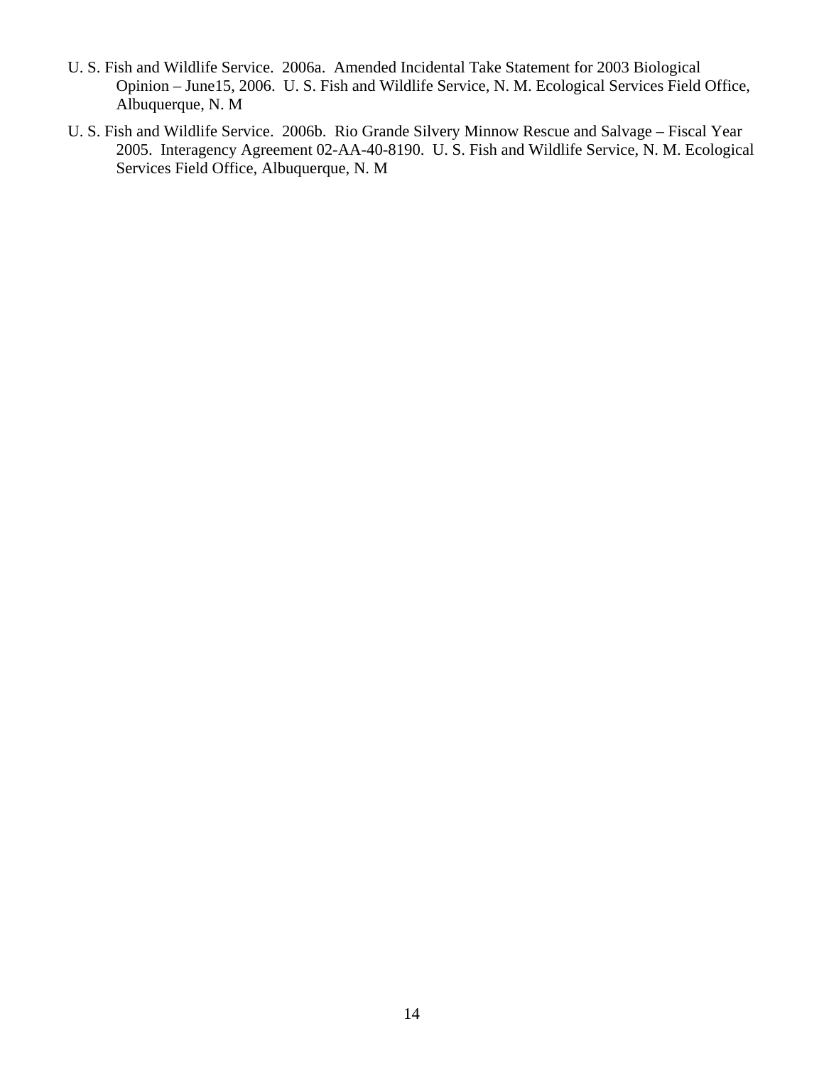U. S. Fish and Wildlife Service. 2006a. Amended Incidental Take Statement for 2003 Biological Opinion – June15, 2006. U. S. Fish and Wildlife Service, N. M. Ecological Services Field Office, Albuquerque, N. M

U. S. Fish and Wildlife Service. 2006b. Rio Grande Silvery Minnow Rescue and Salvage – Fiscal Year 2005. Interagency Agreement 02-AA-40-8190. U. S. Fish and Wildlife Service, N. M. Ecological Services Field Office, Albuquerque, N. M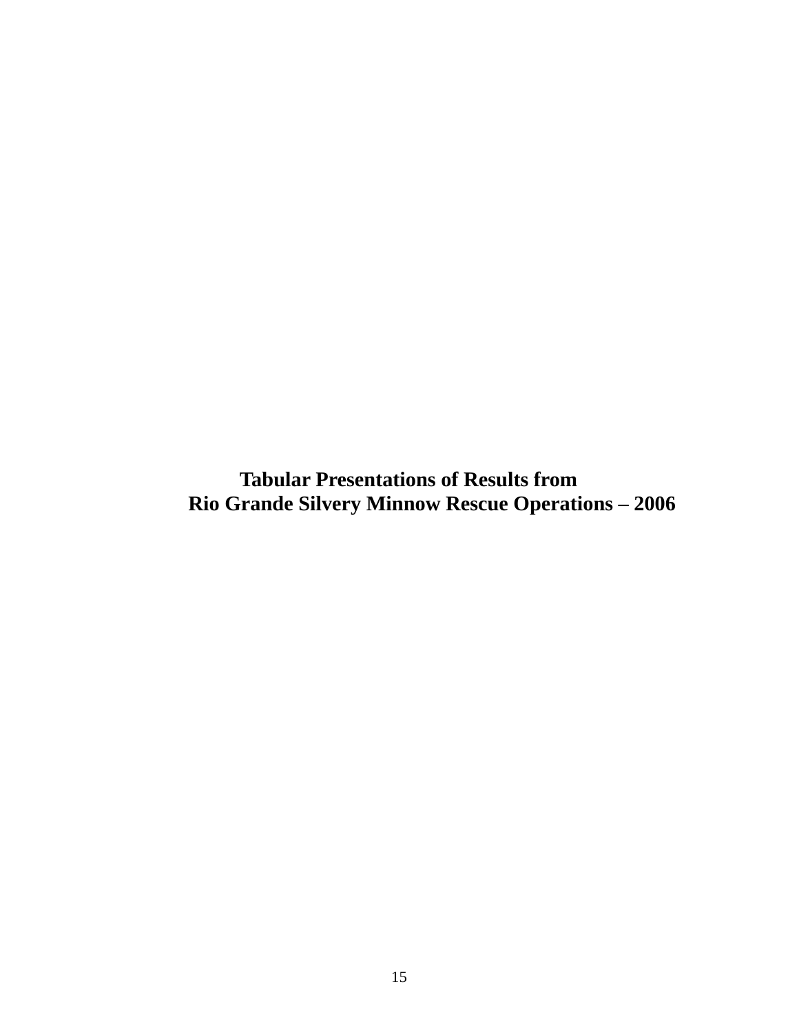# Tabular Presentations of Results from Rio Grande Silvery Minnow Rescue Operations – 2006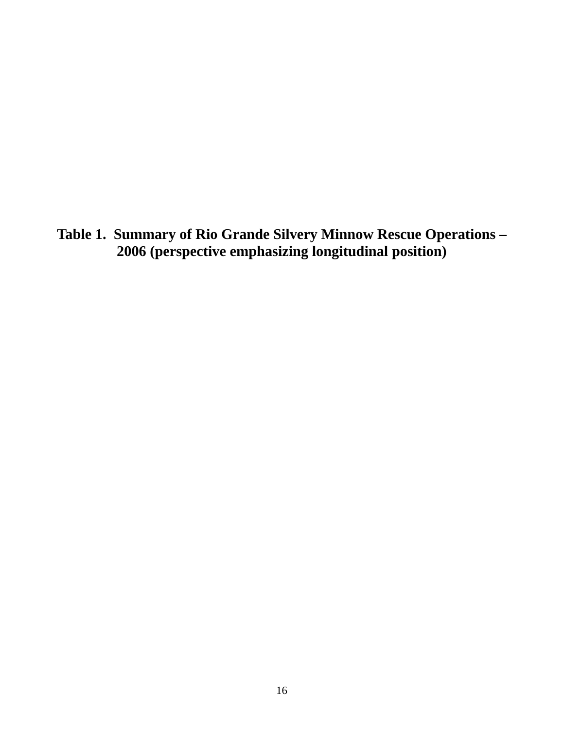**Table 1. Summary of Rio Grande Silvery Minnow Rescue Operations – 2006 (perspective emphasizing longitudinal position)**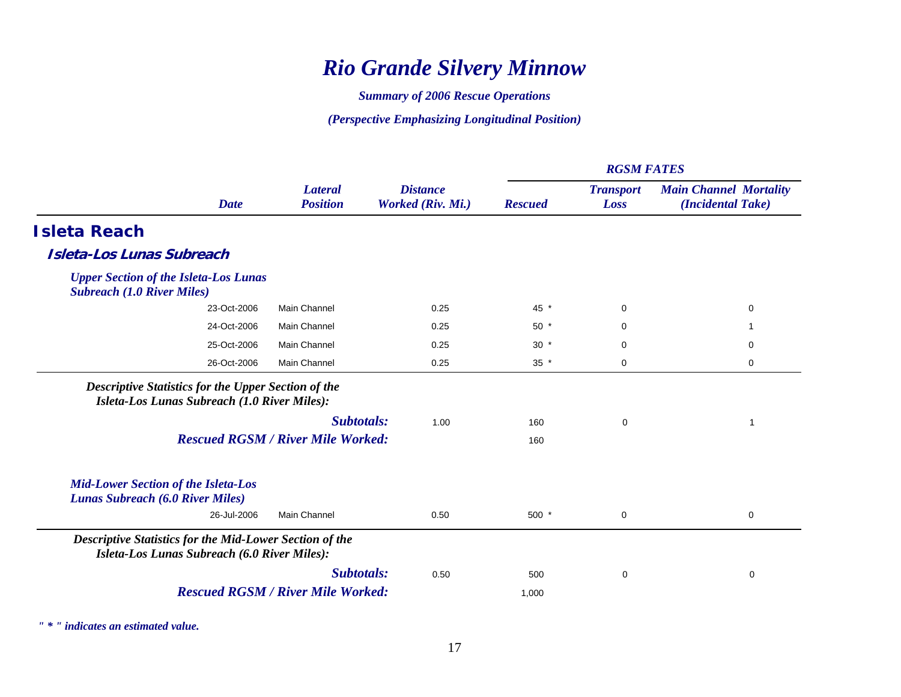# *Rio Grande Silvery Minnow*

***Summary of 2006 Rescue Operations***

***(Perspective Emphasizing Longitudinal Position)***

| | Date | Lateral Position | Distance Worked (Riv. Mi.) | RGSM FATES | | |
|---|---|---|---|---|---|---|
| | | | | Rescued | Transport Loss | Main Channel Mortality (Incidental Take) |
| **Isleta Reach** | | | | | | |
| ***Isleta-Los Lunas Subreach*** | | | | | | |
| ***Upper Section of the Isleta-Los Lunas Subreach (1.0 River Miles)*** | | | | | | |
| | 23-Oct-2006 | Main Channel | 0.25 | 45 * | 0 | 0 |
| | 24-Oct-2006 | Main Channel | 0.25 | 50 * | 0 | 1 |
| | 25-Oct-2006 | Main Channel | 0.25 | 30 * | 0 | 0 |
| | 26-Oct-2006 | Main Channel | 0.25 | 35 * | 0 | 0 |
| ***Descriptive Statistics for the Upper Section of the Isleta-Los Lunas Subreach (1.0 River Miles):*** | | | | | | |
| | | ***Subtotals:*** | 1.00 | 160 | 0 | 1 |
| | | ***Rescued RGSM / River Mile Worked:*** | | 160 | | |
| ***Mid-Lower Section of the Isleta-Los Lunas Subreach (6.0 River Miles)*** | | | | | | |
| | 26-Jul-2006 | Main Channel | 0.50 | 500 * | 0 | 0 |
| ***Descriptive Statistics for the Mid-Lower Section of the Isleta-Los Lunas Subreach (6.0 River Miles):*** | | | | | | |
| | | ***Subtotals:*** | 0.50 | 500 | 0 | 0 |
| | | ***Rescued RGSM / River Mile Worked:*** | | 1,000 | | |

***" * " indicates an estimated value.***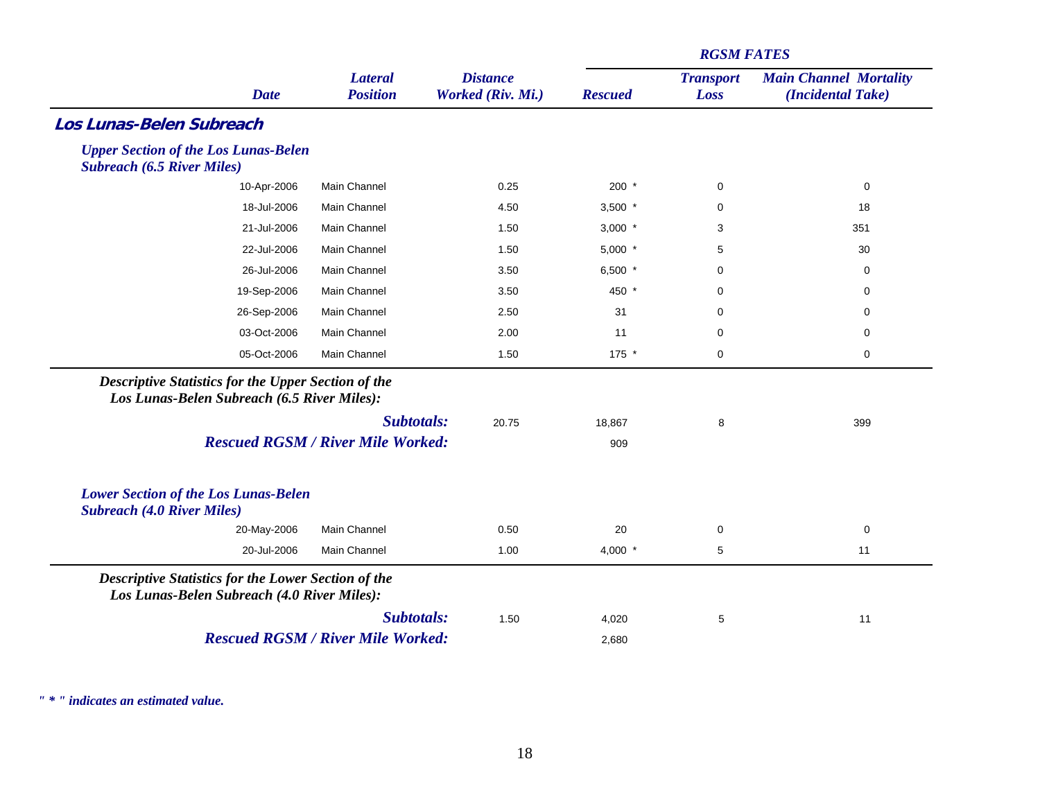| Date | Lateral Position | Distance Worked (Riv. Mi.) | RGSM FATES: Rescued | Transport Loss | Main Channel Mortality (Incidental Take) |
|---|---|---|---|---|---|
| **Los Lunas-Belen Subreach** | | | | | |
| ***Upper Section of the Los Lunas-Belen Subreach (6.5 River Miles)*** | | | | | |
| 10-Apr-2006 | Main Channel | 0.25 | 200 * | 0 | 0 |
| 18-Jul-2006 | Main Channel | 4.50 | 3,500 * | 0 | 18 |
| 21-Jul-2006 | Main Channel | 1.50 | 3,000 * | 3 | 351 |
| 22-Jul-2006 | Main Channel | 1.50 | 5,000 * | 5 | 30 |
| 26-Jul-2006 | Main Channel | 3.50 | 6,500 * | 0 | 0 |
| 19-Sep-2006 | Main Channel | 3.50 | 450 * | 0 | 0 |
| 26-Sep-2006 | Main Channel | 2.50 | 31 | 0 | 0 |
| 03-Oct-2006 | Main Channel | 2.00 | 11 | 0 | 0 |
| 05-Oct-2006 | Main Channel | 1.50 | 175 * | 0 | 0 |
| ***Descriptive Statistics for the Upper Section of the Los Lunas-Belen Subreach (6.5 River Miles):*** | | | | | |
| | ***Subtotals:*** | 20.75 | 18,867 | 8 | 399 |
| | ***Rescued RGSM / River Mile Worked:*** | | 909 | | |
| ***Lower Section of the Los Lunas-Belen Subreach (4.0 River Miles)*** | | | | | |
| 20-May-2006 | Main Channel | 0.50 | 20 | 0 | 0 |
| 20-Jul-2006 | Main Channel | 1.00 | 4,000 * | 5 | 11 |
| ***Descriptive Statistics for the Lower Section of the Los Lunas-Belen Subreach (4.0 River Miles):*** | | | | | |
| | ***Subtotals:*** | 1.50 | 4,020 | 5 | 11 |
| | ***Rescued RGSM / River Mile Worked:*** | | 2,680 | | |

*" * " indicates an estimated value.*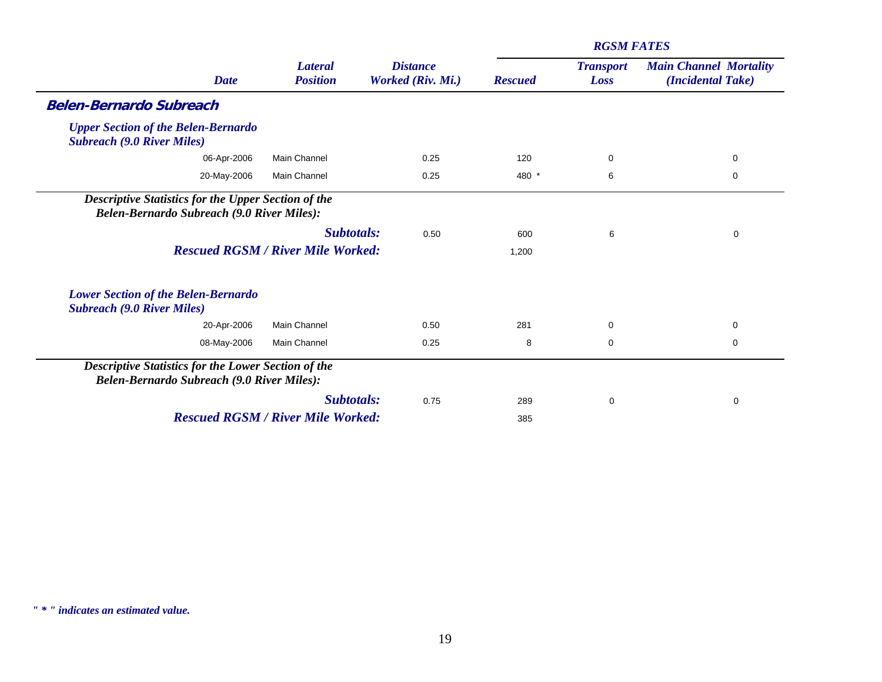| Date | Lateral Position | Distance Worked (Riv. Mi.) | RGSM FATES Rescued | Transport Loss | Main Channel Mortality (Incidental Take) |
|---|---|---|---|---|---|
| **Belen-Bernardo Subreach** | | | | | |
| ***Upper Section of the Belen-Bernardo Subreach (9.0 River Miles)*** | | | | | |
| 06-Apr-2006 | Main Channel | 0.25 | 120 | 0 | 0 |
| 20-May-2006 | Main Channel | 0.25 | 480 * | 6 | 0 |
| ***Descriptive Statistics for the Upper Section of the Belen-Bernardo Subreach (9.0 River Miles):*** | | | | | |
| | ***Subtotals:*** | 0.50 | 600 | 6 | 0 |
| | ***Rescued RGSM / River Mile Worked:*** | | 1,200 | | |
| ***Lower Section of the Belen-Bernardo Subreach (9.0 River Miles)*** | | | | | |
| 20-Apr-2006 | Main Channel | 0.50 | 281 | 0 | 0 |
| 08-May-2006 | Main Channel | 0.25 | 8 | 0 | 0 |
| ***Descriptive Statistics for the Lower Section of the Belen-Bernardo Subreach (9.0 River Miles):*** | | | | | |
| | ***Subtotals:*** | 0.75 | 289 | 0 | 0 |
| | ***Rescued RGSM / River Mile Worked:*** | | 385 | | |

***" * " indicates an estimated value.***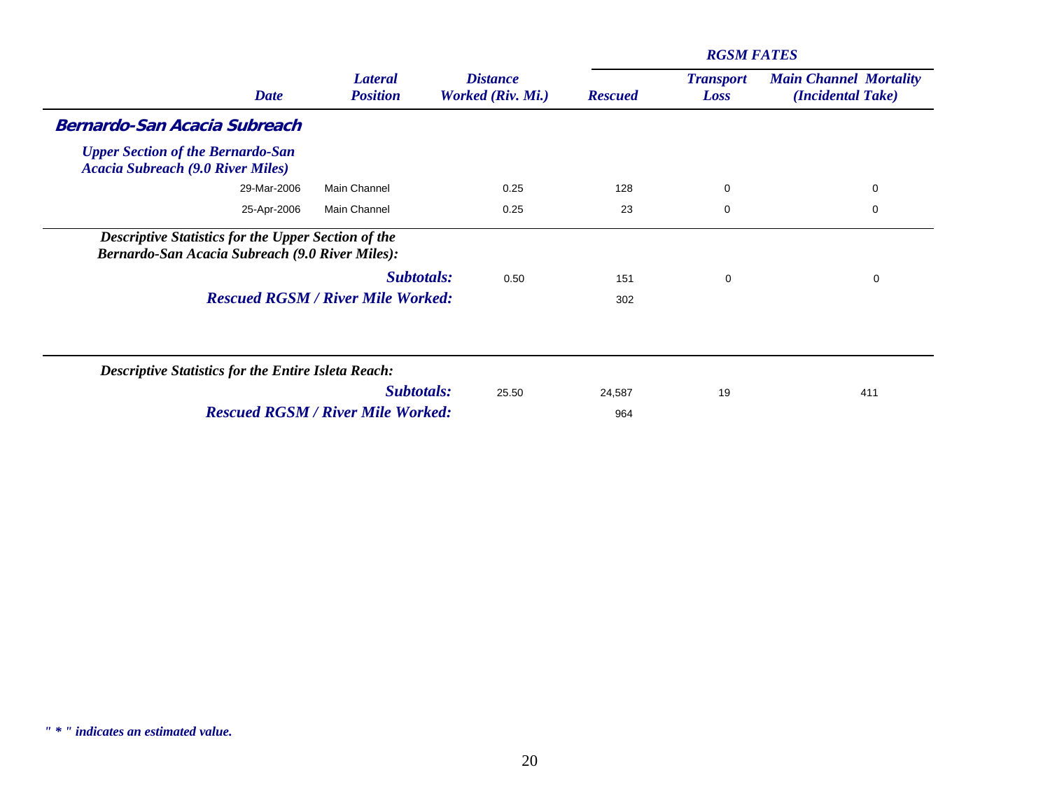| | | | RGSM FATES | | |
|---|---|---|---|---|---|
| ***Date*** | ***Lateral Position*** | ***Distance Worked (Riv. Mi.)*** | ***Rescued*** | ***Transport Loss*** | ***Main Channel Mortality (Incidental Take)*** |
| ***Bernardo-San Acacia Subreach*** | | | | | |
| ***Upper Section of the Bernardo-San Acacia Subreach (9.0 River Miles)*** | | | | | |
| 29-Mar-2006 | Main Channel | 0.25 | 128 | 0 | 0 |
| 25-Apr-2006 | Main Channel | 0.25 | 23 | 0 | 0 |
| ***Descriptive Statistics for the Upper Section of the Bernardo-San Acacia Subreach (9.0 River Miles):*** | | | | | |
| | ***Subtotals:*** | 0.50 | 151 | 0 | 0 |
| | ***Rescued RGSM / River Mile Worked:*** | | 302 | | |
| ***Descriptive Statistics for the Entire Isleta Reach:*** | | | | | |
| | ***Subtotals:*** | 25.50 | 24,587 | 19 | 411 |
| | ***Rescued RGSM / River Mile Worked:*** | | 964 | | |

*" * " indicates an estimated value.*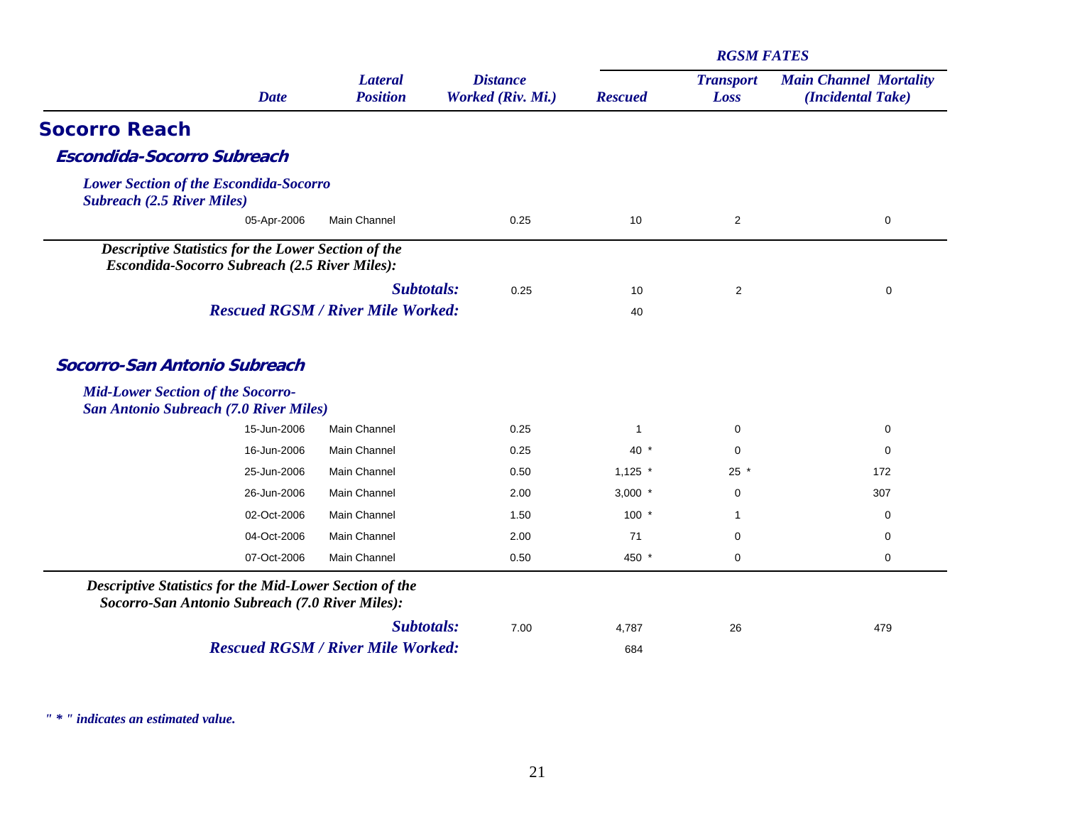| Date | Lateral Position | Distance Worked (Riv. Mi.) | RGSM FATES: Rescued | RGSM FATES: Transport Loss | RGSM FATES: Main Channel Mortality (Incidental Take) |
|---|---|---|---|---|---|

## Socorro Reach

### Escondida-Socorro Subreach

#### *Lower Section of the Escondida-Socorro Subreach (2.5 River Miles)*

| Date | Lateral Position | Distance Worked (Riv. Mi.) | Rescued | Transport Loss | Main Channel Mortality (Incidental Take) |
|---|---|---|---|---|---|
| 05-Apr-2006 | Main Channel | 0.25 | 10 | 2 | 0 |

*Descriptive Statistics for the Lower Section of the Escondida-Socorro Subreach (2.5 River Miles):*

| | Distance Worked (Riv. Mi.) | Rescued | Transport Loss | Main Channel Mortality (Incidental Take) |
|---|---|---|---|---|
| ***Subtotals:*** | 0.25 | 10 | 2 | 0 |
| ***Rescued RGSM / River Mile Worked:*** | | 40 | | |

### Socorro-San Antonio Subreach

#### *Mid-Lower Section of the Socorro-San Antonio Subreach (7.0 River Miles)*

| Date | Lateral Position | Distance Worked (Riv. Mi.) | Rescued | Transport Loss | Main Channel Mortality (Incidental Take) |
|---|---|---|---|---|---|
| 15-Jun-2006 | Main Channel | 0.25 | 1 | 0 | 0 |
| 16-Jun-2006 | Main Channel | 0.25 | 40 * | 0 | 0 |
| 25-Jun-2006 | Main Channel | 0.50 | 1,125 * | 25 * | 172 |
| 26-Jun-2006 | Main Channel | 2.00 | 3,000 * | 0 | 307 |
| 02-Oct-2006 | Main Channel | 1.50 | 100 * | 1 | 0 |
| 04-Oct-2006 | Main Channel | 2.00 | 71 | 0 | 0 |
| 07-Oct-2006 | Main Channel | 0.50 | 450 * | 0 | 0 |

*Descriptive Statistics for the Mid-Lower Section of the Socorro-San Antonio Subreach (7.0 River Miles):*

| | Distance Worked (Riv. Mi.) | Rescued | Transport Loss | Main Channel Mortality (Incidental Take) |
|---|---|---|---|---|
| ***Subtotals:*** | 7.00 | 4,787 | 26 | 479 |
| ***Rescued RGSM / River Mile Worked:*** | | 684 | | |

*" * " indicates an estimated value.*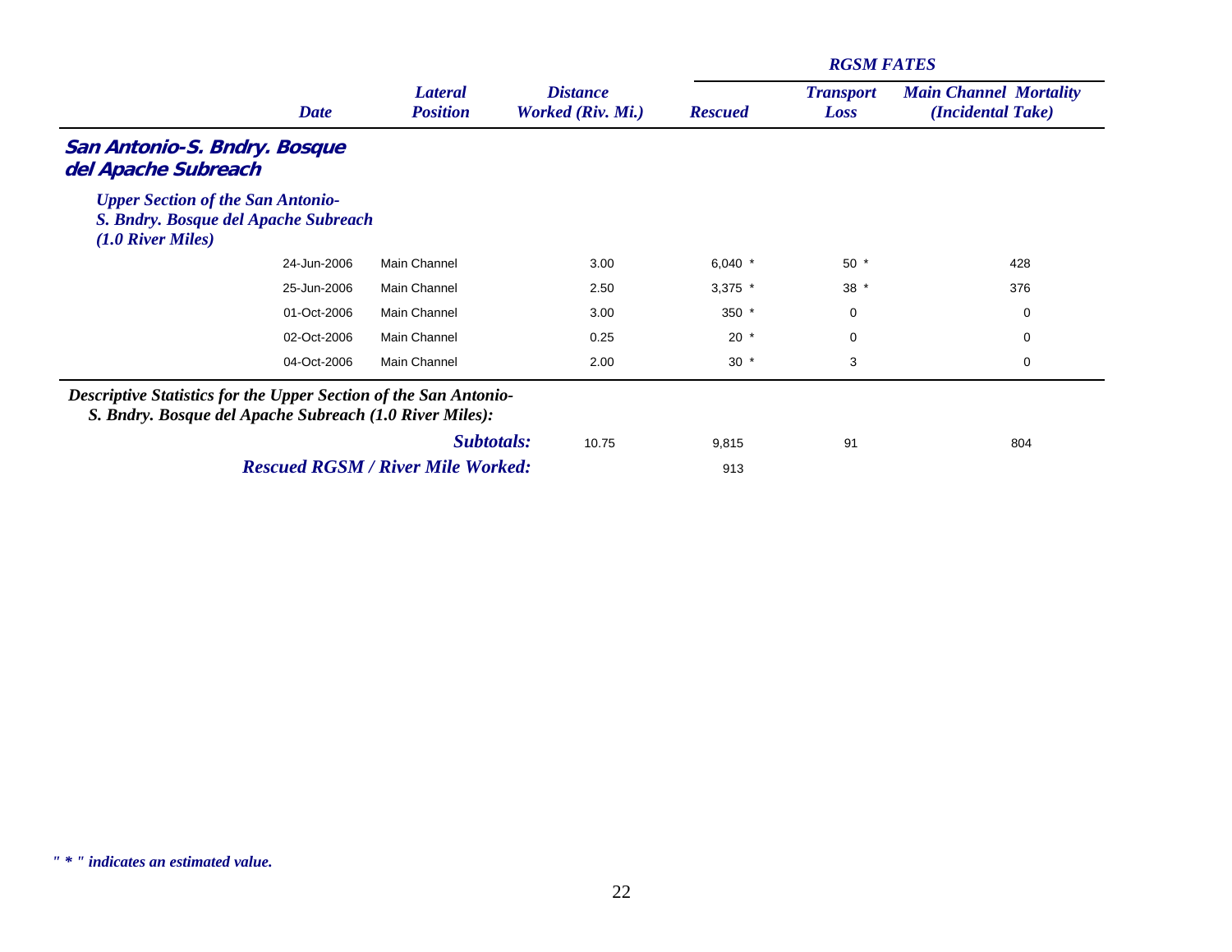| | Date | Lateral Position | Distance Worked (Riv. Mi.) | RGSM FATES: Rescued | Transport Loss | Main Channel Mortality (Incidental Take) |
|---|---|---|---|---|---|---|
| **San Antonio-S. Bndry. Bosque del Apache Subreach** | | | | | | |
| ***Upper Section of the San Antonio-S. Bndry. Bosque del Apache Subreach (1.0 River Miles)*** | | | | | | |
| | 24-Jun-2006 | Main Channel | 3.00 | 6,040 * | 50 * | 428 |
| | 25-Jun-2006 | Main Channel | 2.50 | 3,375 * | 38 * | 376 |
| | 01-Oct-2006 | Main Channel | 3.00 | 350 * | 0 | 0 |
| | 02-Oct-2006 | Main Channel | 0.25 | 20 * | 0 | 0 |
| | 04-Oct-2006 | Main Channel | 2.00 | 30 * | 3 | 0 |

***Descriptive Statistics for the Upper Section of the San Antonio-S. Bndry. Bosque del Apache Subreach (1.0 River Miles):***

| | Distance Worked (Riv. Mi.) | Rescued | Transport Loss | Main Channel Mortality (Incidental Take) |
|---|---|---|---|---|
| ***Subtotals:*** | 10.75 | 9,815 | 91 | 804 |
| ***Rescued RGSM / River Mile Worked:*** | | 913 | | |

*" * " indicates an estimated value.*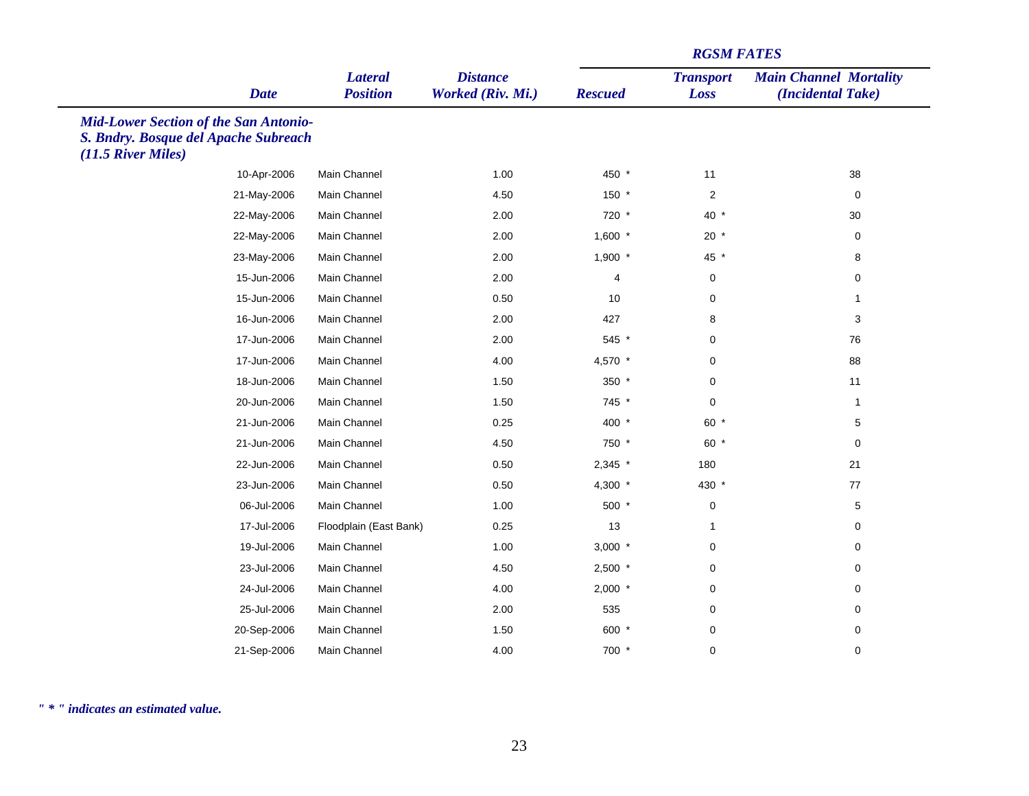| Date | Lateral Position | Distance Worked (Riv. Mi.) | RGSM FATES Rescued | Transport Loss | Main Channel Mortality (Incidental Take) |
|---|---|---|---|---|---|
| ***Mid-Lower Section of the San Antonio-S. Bndry. Bosque del Apache Subreach (11.5 River Miles)*** | | | | | |
| 10-Apr-2006 | Main Channel | 1.00 | 450 * | 11 | 38 |
| 21-May-2006 | Main Channel | 4.50 | 150 * | 2 | 0 |
| 22-May-2006 | Main Channel | 2.00 | 720 * | 40 * | 30 |
| 22-May-2006 | Main Channel | 2.00 | 1,600 * | 20 * | 0 |
| 23-May-2006 | Main Channel | 2.00 | 1,900 * | 45 * | 8 |
| 15-Jun-2006 | Main Channel | 2.00 | 4 | 0 | 0 |
| 15-Jun-2006 | Main Channel | 0.50 | 10 | 0 | 1 |
| 16-Jun-2006 | Main Channel | 2.00 | 427 | 8 | 3 |
| 17-Jun-2006 | Main Channel | 2.00 | 545 * | 0 | 76 |
| 17-Jun-2006 | Main Channel | 4.00 | 4,570 * | 0 | 88 |
| 18-Jun-2006 | Main Channel | 1.50 | 350 * | 0 | 11 |
| 20-Jun-2006 | Main Channel | 1.50 | 745 * | 0 | 1 |
| 21-Jun-2006 | Main Channel | 0.25 | 400 * | 60 * | 5 |
| 21-Jun-2006 | Main Channel | 4.50 | 750 * | 60 * | 0 |
| 22-Jun-2006 | Main Channel | 0.50 | 2,345 * | 180 | 21 |
| 23-Jun-2006 | Main Channel | 0.50 | 4,300 * | 430 * | 77 |
| 06-Jul-2006 | Main Channel | 1.00 | 500 * | 0 | 5 |
| 17-Jul-2006 | Floodplain (East Bank) | 0.25 | 13 | 1 | 0 |
| 19-Jul-2006 | Main Channel | 1.00 | 3,000 * | 0 | 0 |
| 23-Jul-2006 | Main Channel | 4.50 | 2,500 * | 0 | 0 |
| 24-Jul-2006 | Main Channel | 4.00 | 2,000 * | 0 | 0 |
| 25-Jul-2006 | Main Channel | 2.00 | 535 | 0 | 0 |
| 20-Sep-2006 | Main Channel | 1.50 | 600 * | 0 | 0 |
| 21-Sep-2006 | Main Channel | 4.00 | 700 * | 0 | 0 |

*" * " indicates an estimated value.*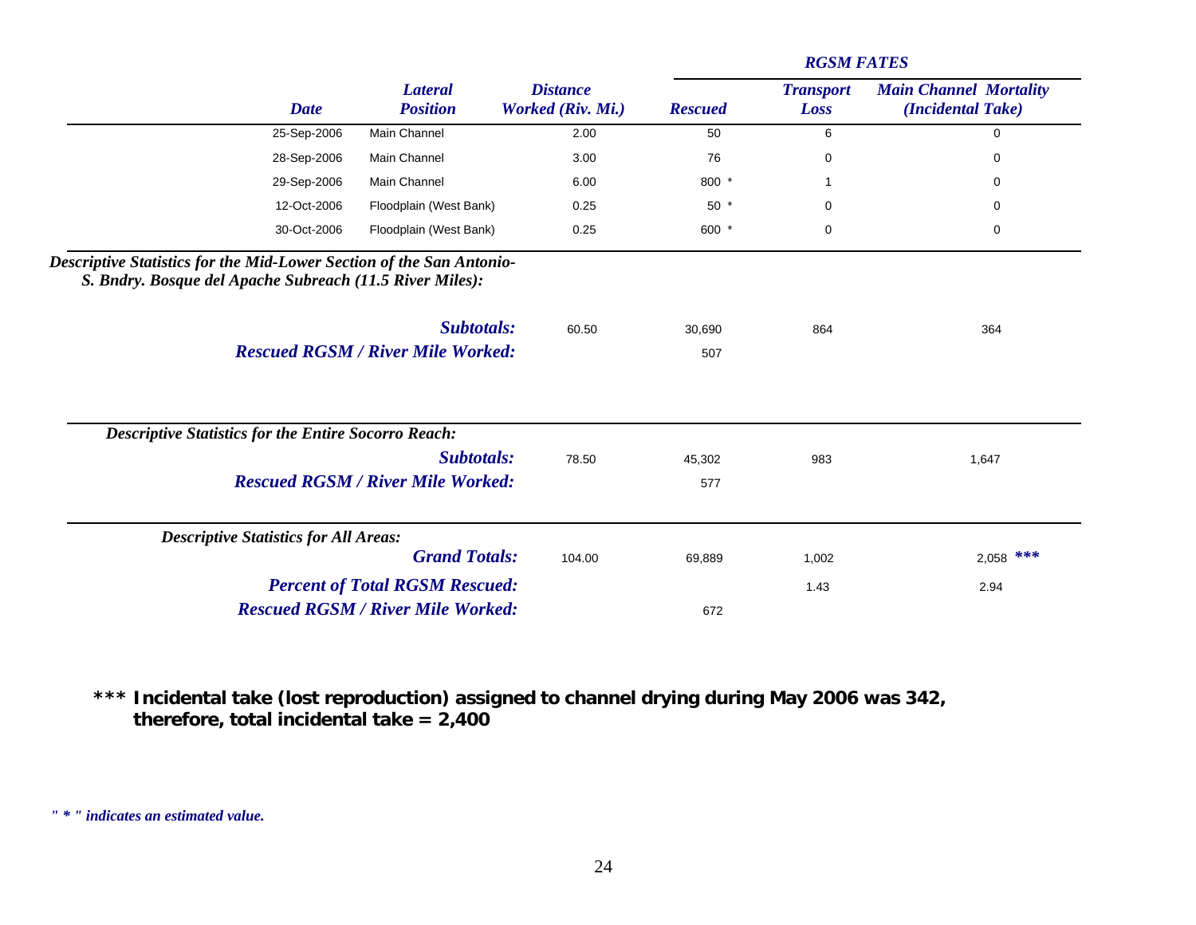| Date | Lateral Position | Distance Worked (Riv. Mi.) | RGSM FATES Rescued | Transport Loss | Main Channel Mortality (Incidental Take) |
|---|---|---|---|---|---|
| 25-Sep-2006 | Main Channel | 2.00 | 50 | 6 | 0 |
| 28-Sep-2006 | Main Channel | 3.00 | 76 | 0 | 0 |
| 29-Sep-2006 | Main Channel | 6.00 | 800 * | 1 | 0 |
| 12-Oct-2006 | Floodplain (West Bank) | 0.25 | 50 * | 0 | 0 |
| 30-Oct-2006 | Floodplain (West Bank) | 0.25 | 600 * | 0 | 0 |
| ***Descriptive Statistics for the Mid-Lower Section of the San Antonio-S. Bndry. Bosque del Apache Subreach (11.5 River Miles):*** | | | | | |
| | ***Subtotals:*** | 60.50 | 30,690 | 864 | 364 |
| | ***Rescued RGSM / River Mile Worked:*** | | 507 | | |
| ***Descriptive Statistics for the Entire Socorro Reach:*** | | | | | |
| | ***Subtotals:*** | 78.50 | 45,302 | 983 | 1,647 |
| | ***Rescued RGSM / River Mile Worked:*** | | 577 | | |
| ***Descriptive Statistics for All Areas:*** | | | | | |
| | ***Grand Totals:*** | 104.00 | 69,889 | 1,002 | 2,058 *** |
| | ***Percent of Total RGSM Rescued:*** | | | 1.43 | 2.94 |
| | ***Rescued RGSM / River Mile Worked:*** | | 672 | | |

**\*\*\* Incidental take (lost reproduction) assigned to channel drying during May 2006 was 342, therefore, total incidental take = 2,400**

*" * " indicates an estimated value.*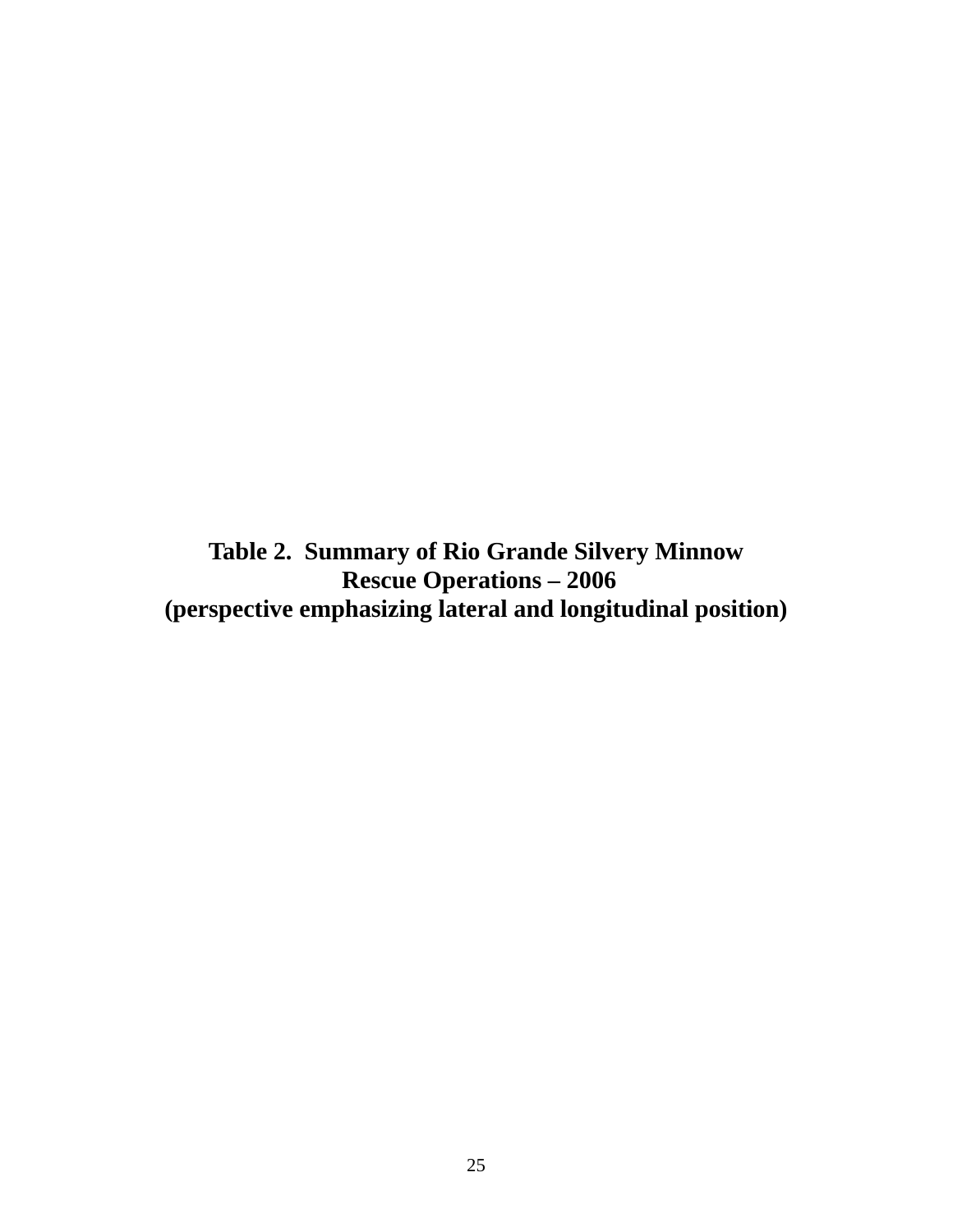**Table 2. Summary of Rio Grande Silvery Minnow Rescue Operations – 2006 (perspective emphasizing lateral and longitudinal position)**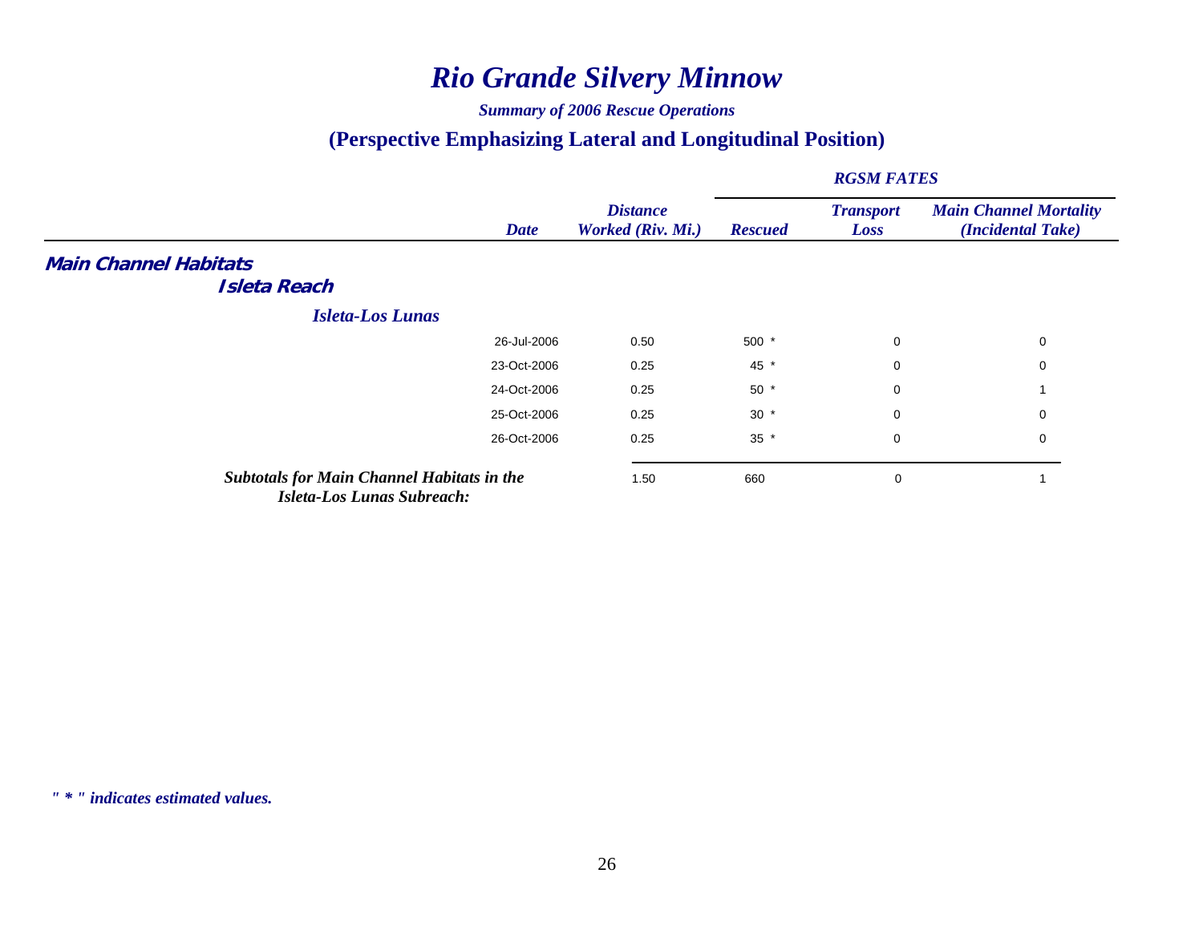# *Rio Grande Silvery Minnow*

***Summary of 2006 Rescue Operations***

## (Perspective Emphasizing Lateral and Longitudinal Position)

| | Date | Distance Worked (Riv. Mi.) | RGSM FATES | | |
|---|---|---|---|---|---|
| | | | Rescued | Transport Loss | Main Channel Mortality (Incidental Take) |
| ***Main Channel Habitats*** | | | | | |
| ***Isleta Reach*** | | | | | |
| ***Isleta-Los Lunas*** | | | | | |
| | 26-Jul-2006 | 0.50 | 500 * | 0 | 0 |
| | 23-Oct-2006 | 0.25 | 45 * | 0 | 0 |
| | 24-Oct-2006 | 0.25 | 50 * | 0 | 1 |
| | 25-Oct-2006 | 0.25 | 30 * | 0 | 0 |
| | 26-Oct-2006 | 0.25 | 35 * | 0 | 0 |
| ***Subtotals for Main Channel Habitats in the Isleta-Los Lunas Subreach:*** | | 1.50 | 660 | 0 | 1 |

*" * " indicates estimated values.*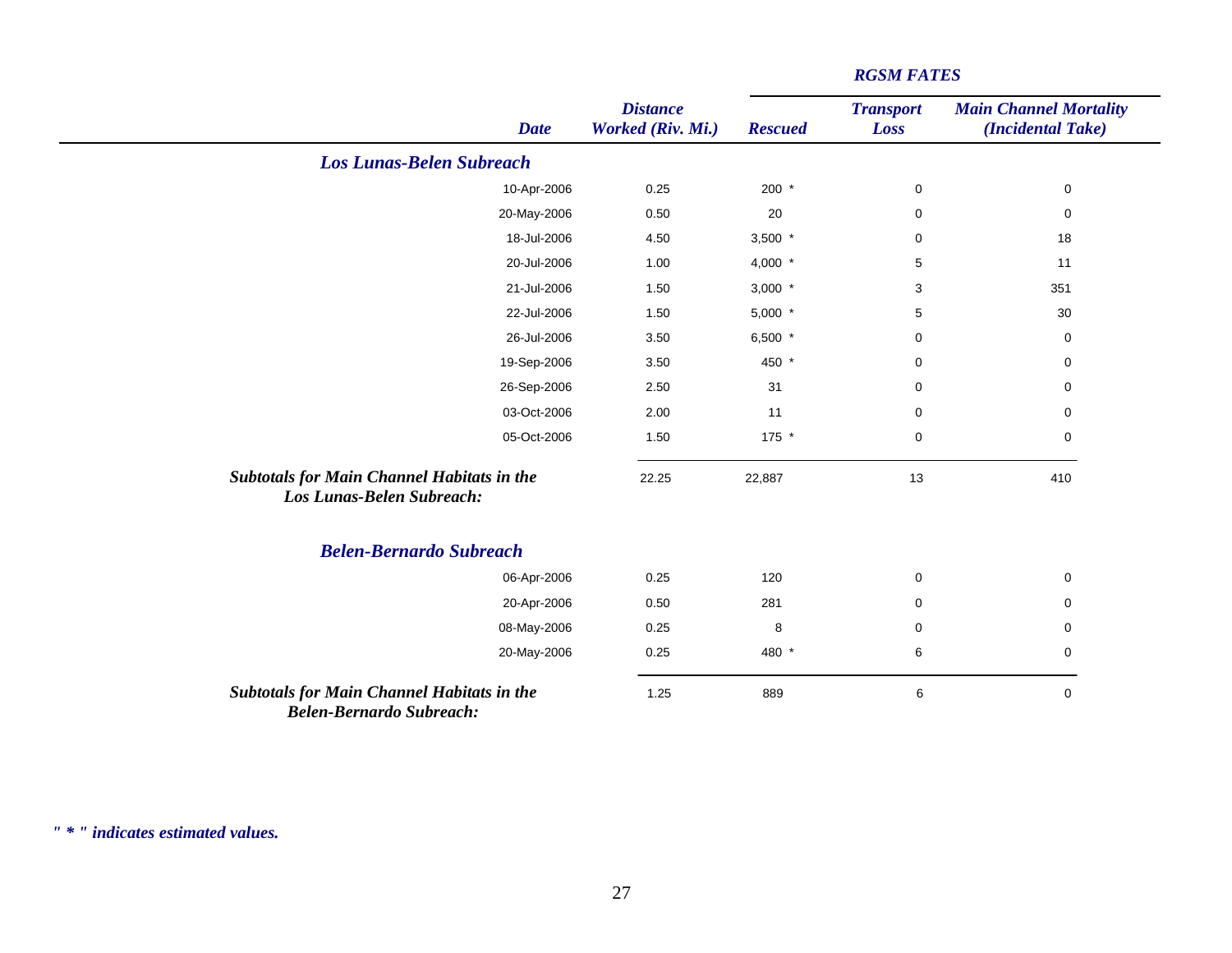| Date | Distance Worked (Riv. Mi.) | RGSM FATES | | |
|---|---|---|---|---|
| | | Rescued | Transport Loss | Main Channel Mortality (Incidental Take) |
| ***Los Lunas-Belen Subreach*** | | | | |
| 10-Apr-2006 | 0.25 | 200 * | 0 | 0 |
| 20-May-2006 | 0.50 | 20 | 0 | 0 |
| 18-Jul-2006 | 4.50 | 3,500 * | 0 | 18 |
| 20-Jul-2006 | 1.00 | 4,000 * | 5 | 11 |
| 21-Jul-2006 | 1.50 | 3,000 * | 3 | 351 |
| 22-Jul-2006 | 1.50 | 5,000 * | 5 | 30 |
| 26-Jul-2006 | 3.50 | 6,500 * | 0 | 0 |
| 19-Sep-2006 | 3.50 | 450 * | 0 | 0 |
| 26-Sep-2006 | 2.50 | 31 | 0 | 0 |
| 03-Oct-2006 | 2.00 | 11 | 0 | 0 |
| 05-Oct-2006 | 1.50 | 175 * | 0 | 0 |
| ***Subtotals for Main Channel Habitats in the Los Lunas-Belen Subreach:*** | 22.25 | 22,887 | 13 | 410 |
| ***Belen-Bernardo Subreach*** | | | | |
| 06-Apr-2006 | 0.25 | 120 | 0 | 0 |
| 20-Apr-2006 | 0.50 | 281 | 0 | 0 |
| 08-May-2006 | 0.25 | 8 | 0 | 0 |
| 20-May-2006 | 0.25 | 480 * | 6 | 0 |
| ***Subtotals for Main Channel Habitats in the Belen-Bernardo Subreach:*** | 1.25 | 889 | 6 | 0 |

*" * " indicates estimated values.*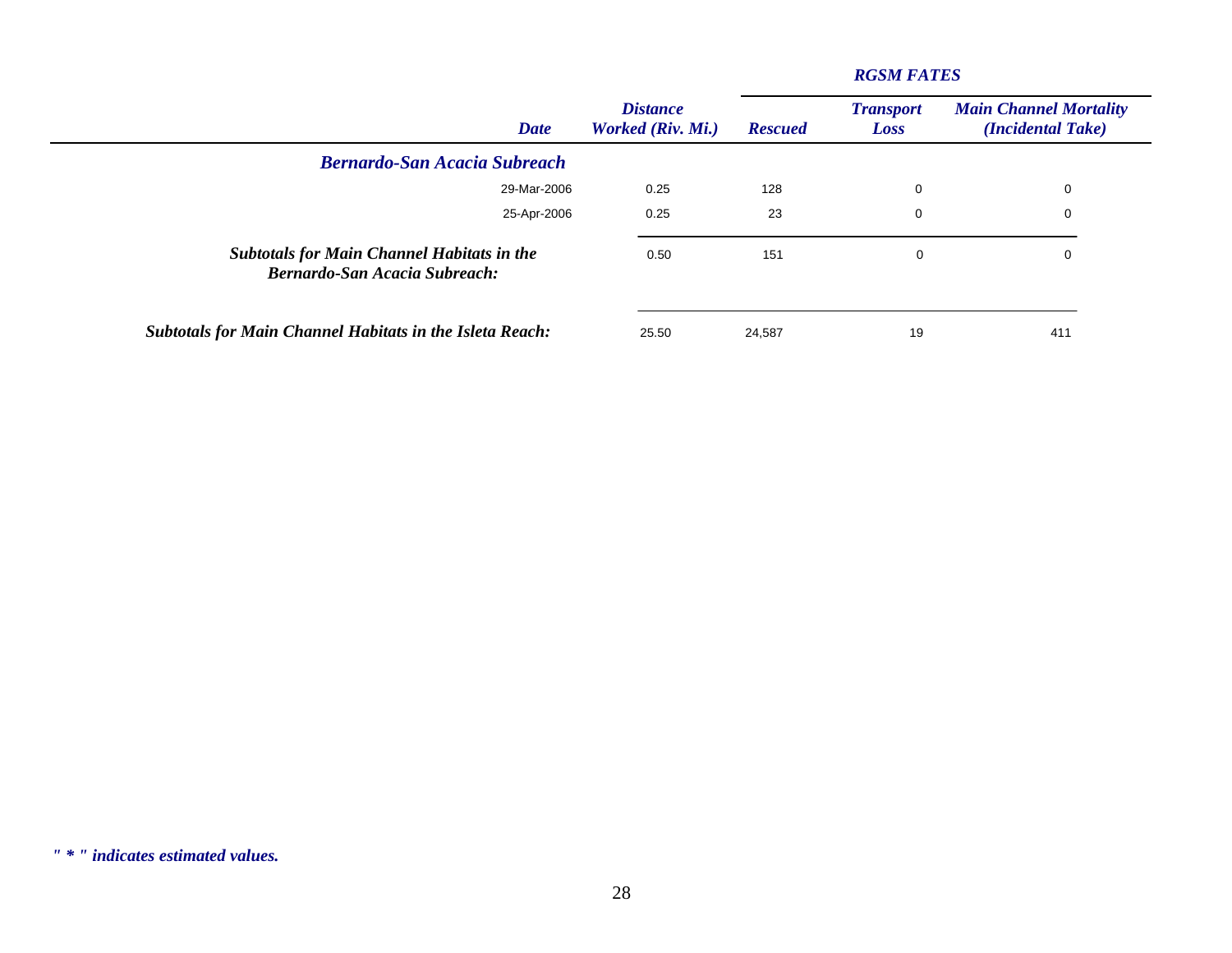| Date | Distance Worked (Riv. Mi.) | RGSM FATES | | |
|---|---|---|---|---|
| | | Rescued | Transport Loss | Main Channel Mortality (Incidental Take) |
| ***Bernardo-San Acacia Subreach*** | | | | |
| 29-Mar-2006 | 0.25 | 128 | 0 | 0 |
| 25-Apr-2006 | 0.25 | 23 | 0 | 0 |
| ***Subtotals for Main Channel Habitats in the Bernardo-San Acacia Subreach:*** | 0.50 | 151 | 0 | 0 |
| ***Subtotals for Main Channel Habitats in the Isleta Reach:*** | 25.50 | 24,587 | 19 | 411 |

*" * " indicates estimated values.*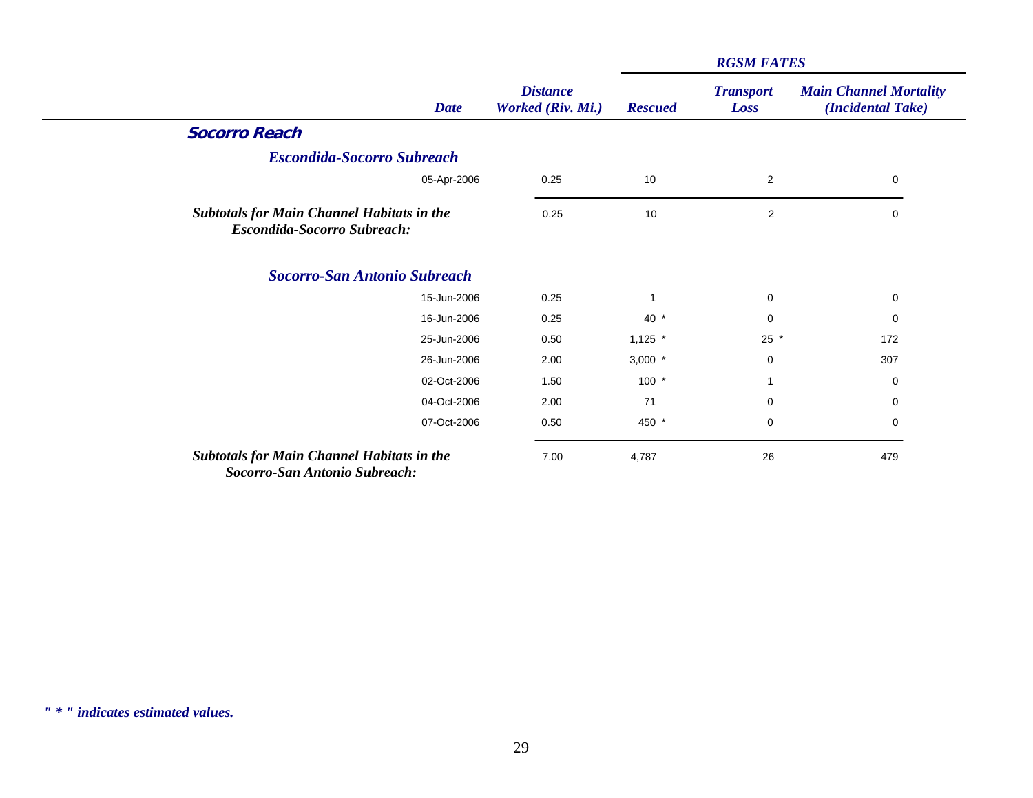| | Date | Distance Worked (Riv. Mi.) | RGSM FATES | | |
|---|---|---|---|---|---|
| | | | Rescued | Transport Loss | Main Channel Mortality (Incidental Take) |
| **Socorro Reach** | | | | | |
| ***Escondida-Socorro Subreach*** | | | | | |
| | 05-Apr-2006 | 0.25 | 10 | 2 | 0 |
| ***Subtotals for Main Channel Habitats in the Escondida-Socorro Subreach:*** | | 0.25 | 10 | 2 | 0 |
| ***Socorro-San Antonio Subreach*** | | | | | |
| | 15-Jun-2006 | 0.25 | 1 | 0 | 0 |
| | 16-Jun-2006 | 0.25 | 40 * | 0 | 0 |
| | 25-Jun-2006 | 0.50 | 1,125 * | 25 * | 172 |
| | 26-Jun-2006 | 2.00 | 3,000 * | 0 | 307 |
| | 02-Oct-2006 | 1.50 | 100 * | 1 | 0 |
| | 04-Oct-2006 | 2.00 | 71 | 0 | 0 |
| | 07-Oct-2006 | 0.50 | 450 * | 0 | 0 |
| ***Subtotals for Main Channel Habitats in the Socorro-San Antonio Subreach:*** | | 7.00 | 4,787 | 26 | 479 |

*" * " indicates estimated values.*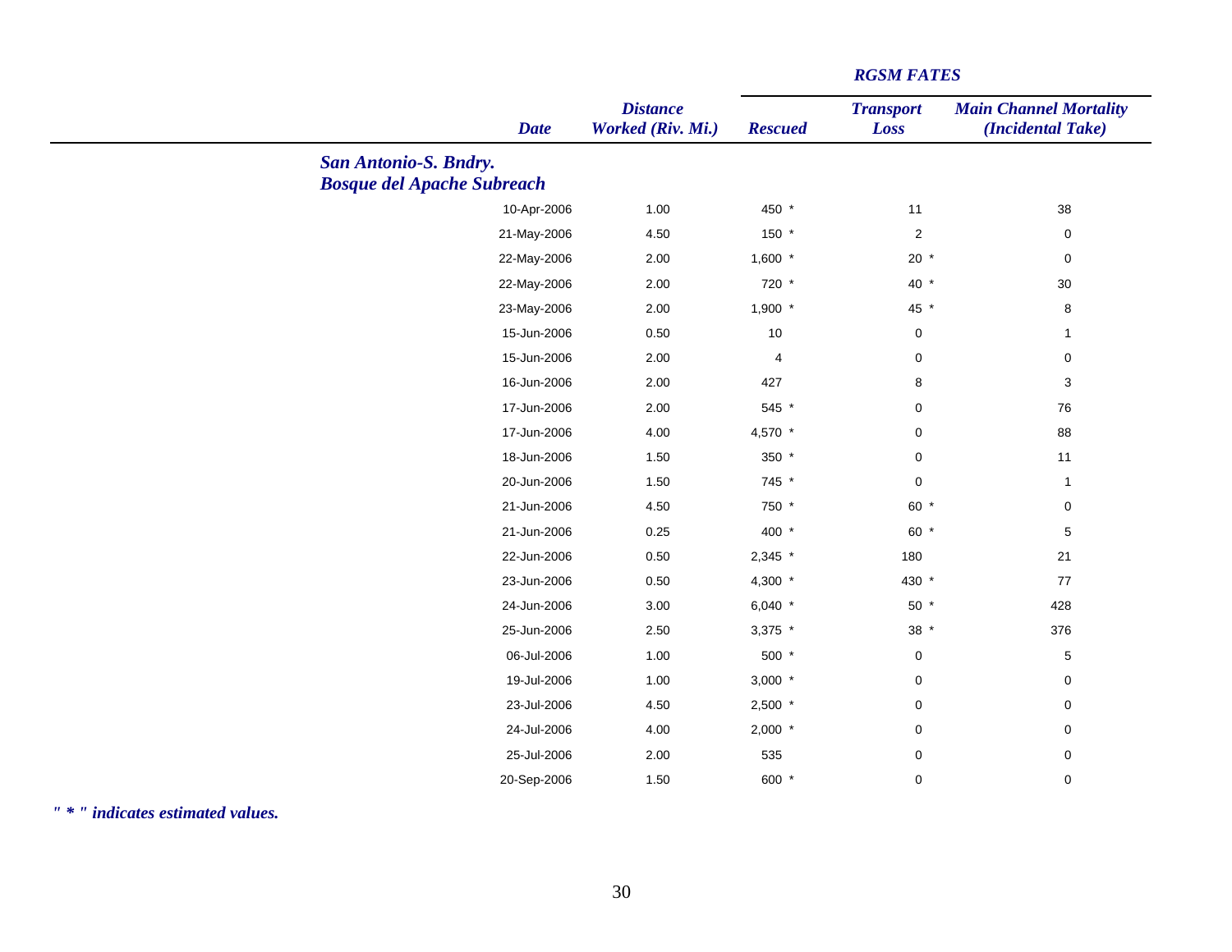| | Date | Distance Worked (Riv. Mi.) | RGSM FATES | | |
|---|---|---|---|---|---|
| | | | Rescued | Transport Loss | Main Channel Mortality (Incidental Take) |
| ***San Antonio-S. Bndry. Bosque del Apache Subreach*** | | | | | |
| | 10-Apr-2006 | 1.00 | 450 * | 11 | 38 |
| | 21-May-2006 | 4.50 | 150 * | 2 | 0 |
| | 22-May-2006 | 2.00 | 1,600 * | 20 * | 0 |
| | 22-May-2006 | 2.00 | 720 * | 40 * | 30 |
| | 23-May-2006 | 2.00 | 1,900 * | 45 * | 8 |
| | 15-Jun-2006 | 0.50 | 10 | 0 | 1 |
| | 15-Jun-2006 | 2.00 | 4 | 0 | 0 |
| | 16-Jun-2006 | 2.00 | 427 | 8 | 3 |
| | 17-Jun-2006 | 2.00 | 545 * | 0 | 76 |
| | 17-Jun-2006 | 4.00 | 4,570 * | 0 | 88 |
| | 18-Jun-2006 | 1.50 | 350 * | 0 | 11 |
| | 20-Jun-2006 | 1.50 | 745 * | 0 | 1 |
| | 21-Jun-2006 | 4.50 | 750 * | 60 * | 0 |
| | 21-Jun-2006 | 0.25 | 400 * | 60 * | 5 |
| | 22-Jun-2006 | 0.50 | 2,345 * | 180 | 21 |
| | 23-Jun-2006 | 0.50 | 4,300 * | 430 * | 77 |
| | 24-Jun-2006 | 3.00 | 6,040 * | 50 * | 428 |
| | 25-Jun-2006 | 2.50 | 3,375 * | 38 * | 376 |
| | 06-Jul-2006 | 1.00 | 500 * | 0 | 5 |
| | 19-Jul-2006 | 1.00 | 3,000 * | 0 | 0 |
| | 23-Jul-2006 | 4.50 | 2,500 * | 0 | 0 |
| | 24-Jul-2006 | 4.00 | 2,000 * | 0 | 0 |
| | 25-Jul-2006 | 2.00 | 535 | 0 | 0 |
| | 20-Sep-2006 | 1.50 | 600 * | 0 | 0 |

*" * " indicates estimated values.*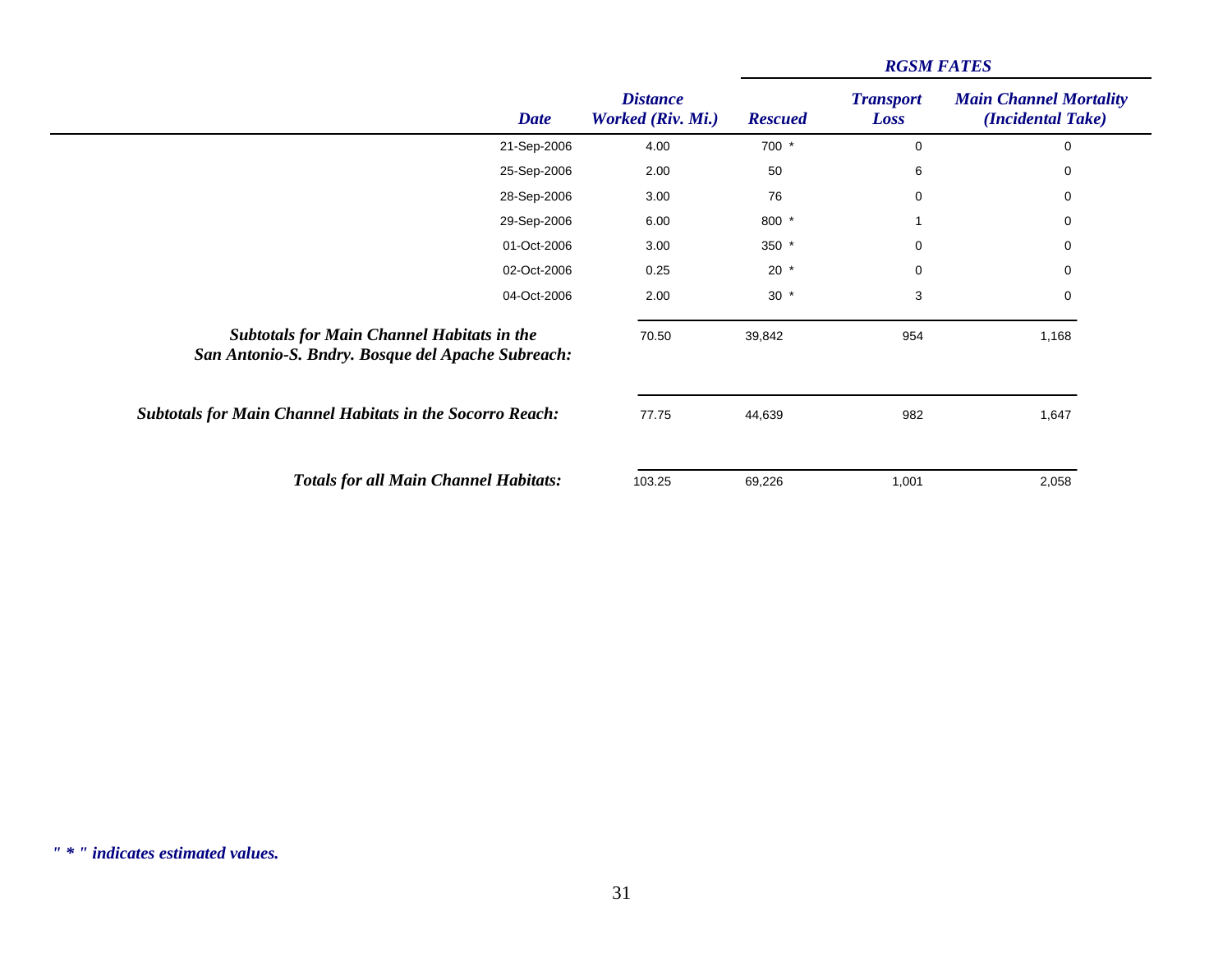| | Date | Distance Worked (Riv. Mi.) | RGSM FATES | | |
|---|---|---|---|---|---|
| | | | Rescued | Transport Loss | Main Channel Mortality (Incidental Take) |
| | 21-Sep-2006 | 4.00 | 700 * | 0 | 0 |
| | 25-Sep-2006 | 2.00 | 50 | 6 | 0 |
| | 28-Sep-2006 | 3.00 | 76 | 0 | 0 |
| | 29-Sep-2006 | 6.00 | 800 * | 1 | 0 |
| | 01-Oct-2006 | 3.00 | 350 * | 0 | 0 |
| | 02-Oct-2006 | 0.25 | 20 * | 0 | 0 |
| | 04-Oct-2006 | 2.00 | 30 * | 3 | 0 |
| ***Subtotals for Main Channel Habitats in the San Antonio-S. Bndry. Bosque del Apache Subreach:*** | | 70.50 | 39,842 | 954 | 1,168 |
| ***Subtotals for Main Channel Habitats in the Socorro Reach:*** | | 77.75 | 44,639 | 982 | 1,647 |
| ***Totals for all Main Channel Habitats:*** | | 103.25 | 69,226 | 1,001 | 2,058 |

*" * " indicates estimated values.*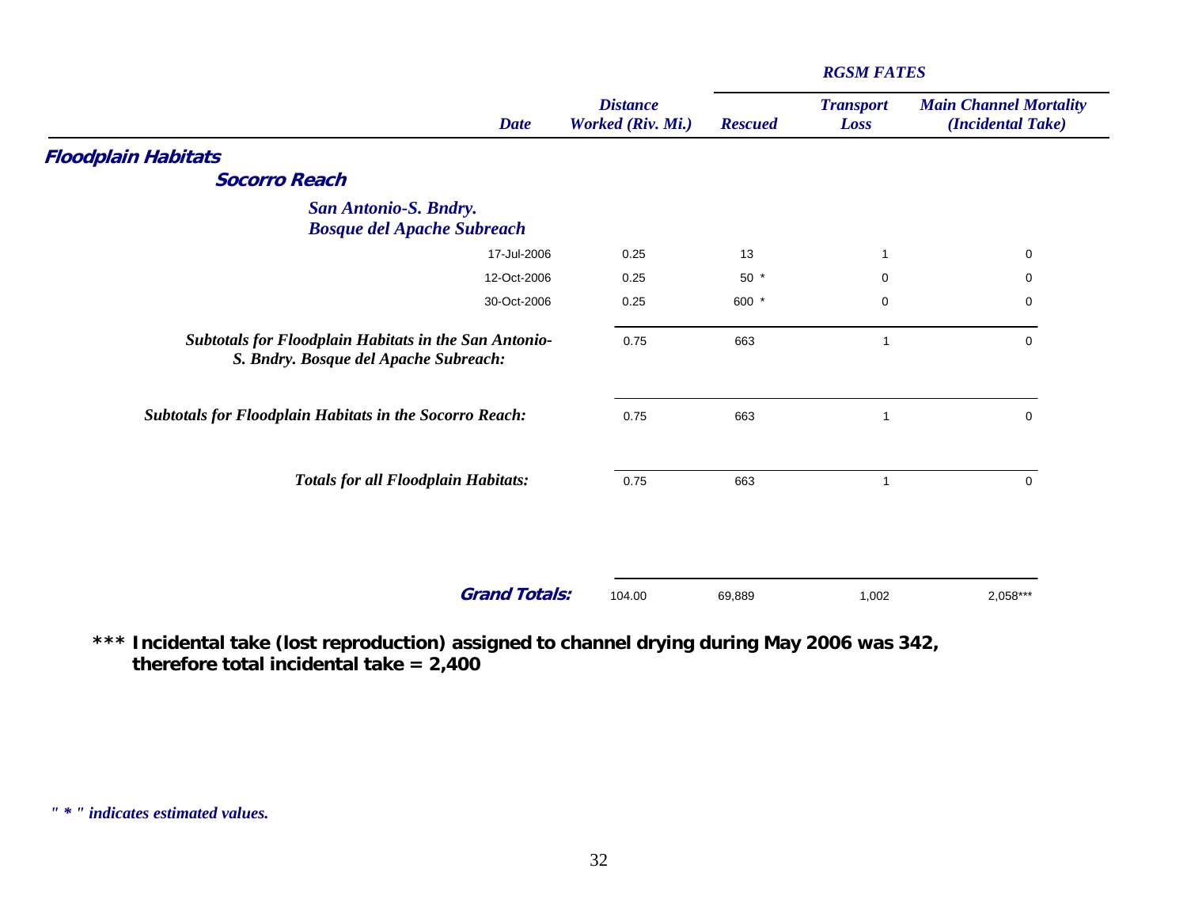| | Date | Distance Worked (Riv. Mi.) | RGSM FATES | | |
|---|---|---|---|---|---|
| | | | **Rescued** | **Transport Loss** | **Main Channel Mortality (Incidental Take)** |
| ***Floodplain Habitats*** | | | | | |
| ***Socorro Reach*** | | | | | |
| ***San Antonio-S. Bndry. Bosque del Apache Subreach*** | | | | | |
| | 17-Jul-2006 | 0.25 | 13 | 1 | 0 |
| | 12-Oct-2006 | 0.25 | 50 * | 0 | 0 |
| | 30-Oct-2006 | 0.25 | 600 * | 0 | 0 |
| ***Subtotals for Floodplain Habitats in the San Antonio-S. Bndry. Bosque del Apache Subreach:*** | | 0.75 | 663 | 1 | 0 |
| ***Subtotals for Floodplain Habitats in the Socorro Reach:*** | | 0.75 | 663 | 1 | 0 |
| ***Totals for all Floodplain Habitats:*** | | 0.75 | 663 | 1 | 0 |
| ***Grand Totals:*** | | 104.00 | 69,889 | 1,002 | 2,058*** |

**\*\*\* Incidental take (lost reproduction) assigned to channel drying during May 2006 was 342, therefore total incidental take = 2,400**

*" * " indicates estimated values.*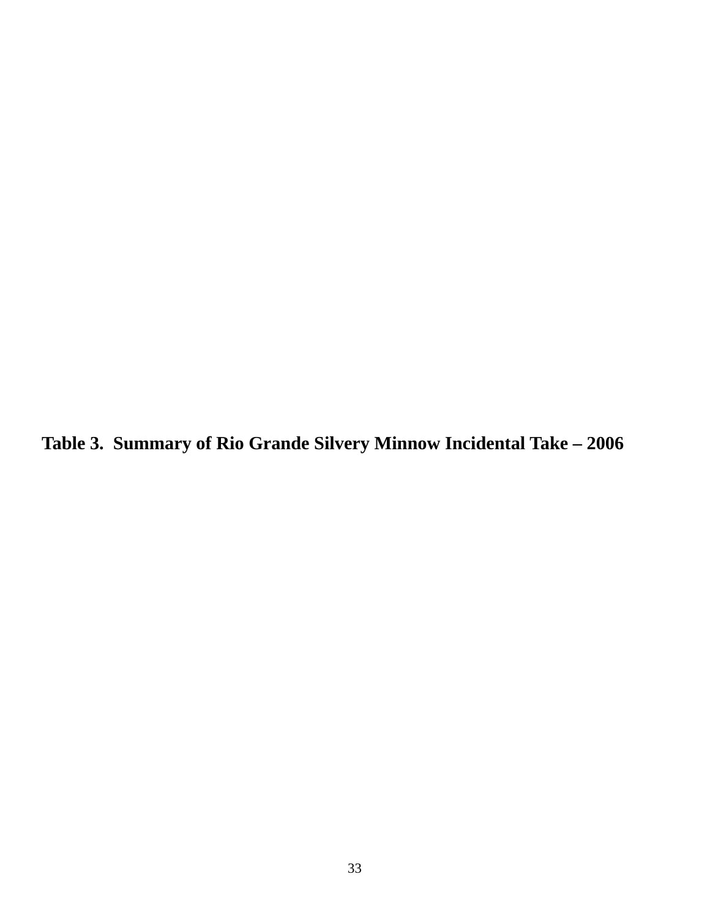**Table 3. Summary of Rio Grande Silvery Minnow Incidental Take – 2006**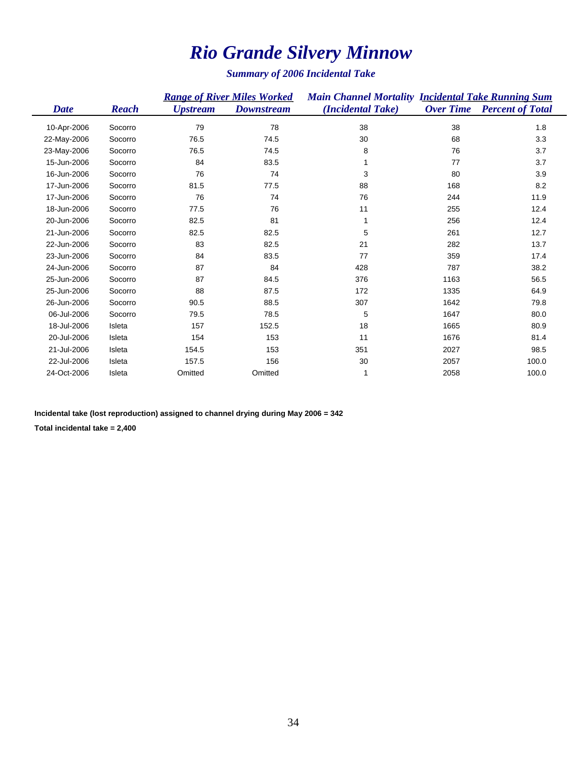# *Rio Grande Silvery Minnow*

## *Summary of 2006 Incidental Take*

| *Date* | *Reach* | *Range of River Miles Worked* | | *Main Channel Mortality* | *Incidental Take Running Sum* | |
|---|---|---|---|---|---|---|
| | | *Upstream* | *Downstream* | *(Incidental Take)* | *Over Time* | *Percent of Total* |
| 10-Apr-2006 | Socorro | 79 | 78 | 38 | 38 | 1.8 |
| 22-May-2006 | Socorro | 76.5 | 74.5 | 30 | 68 | 3.3 |
| 23-May-2006 | Socorro | 76.5 | 74.5 | 8 | 76 | 3.7 |
| 15-Jun-2006 | Socorro | 84 | 83.5 | 1 | 77 | 3.7 |
| 16-Jun-2006 | Socorro | 76 | 74 | 3 | 80 | 3.9 |
| 17-Jun-2006 | Socorro | 81.5 | 77.5 | 88 | 168 | 8.2 |
| 17-Jun-2006 | Socorro | 76 | 74 | 76 | 244 | 11.9 |
| 18-Jun-2006 | Socorro | 77.5 | 76 | 11 | 255 | 12.4 |
| 20-Jun-2006 | Socorro | 82.5 | 81 | 1 | 256 | 12.4 |
| 21-Jun-2006 | Socorro | 82.5 | 82.5 | 5 | 261 | 12.7 |
| 22-Jun-2006 | Socorro | 83 | 82.5 | 21 | 282 | 13.7 |
| 23-Jun-2006 | Socorro | 84 | 83.5 | 77 | 359 | 17.4 |
| 24-Jun-2006 | Socorro | 87 | 84 | 428 | 787 | 38.2 |
| 25-Jun-2006 | Socorro | 87 | 84.5 | 376 | 1163 | 56.5 |
| 25-Jun-2006 | Socorro | 88 | 87.5 | 172 | 1335 | 64.9 |
| 26-Jun-2006 | Socorro | 90.5 | 88.5 | 307 | 1642 | 79.8 |
| 06-Jul-2006 | Socorro | 79.5 | 78.5 | 5 | 1647 | 80.0 |
| 18-Jul-2006 | Isleta | 157 | 152.5 | 18 | 1665 | 80.9 |
| 20-Jul-2006 | Isleta | 154 | 153 | 11 | 1676 | 81.4 |
| 21-Jul-2006 | Isleta | 154.5 | 153 | 351 | 2027 | 98.5 |
| 22-Jul-2006 | Isleta | 157.5 | 156 | 30 | 2057 | 100.0 |
| 24-Oct-2006 | Isleta | Omitted | Omitted | 1 | 2058 | 100.0 |

**Incidental take (lost reproduction) assigned to channel drying during May 2006 = 342**

**Total incidental take = 2,400**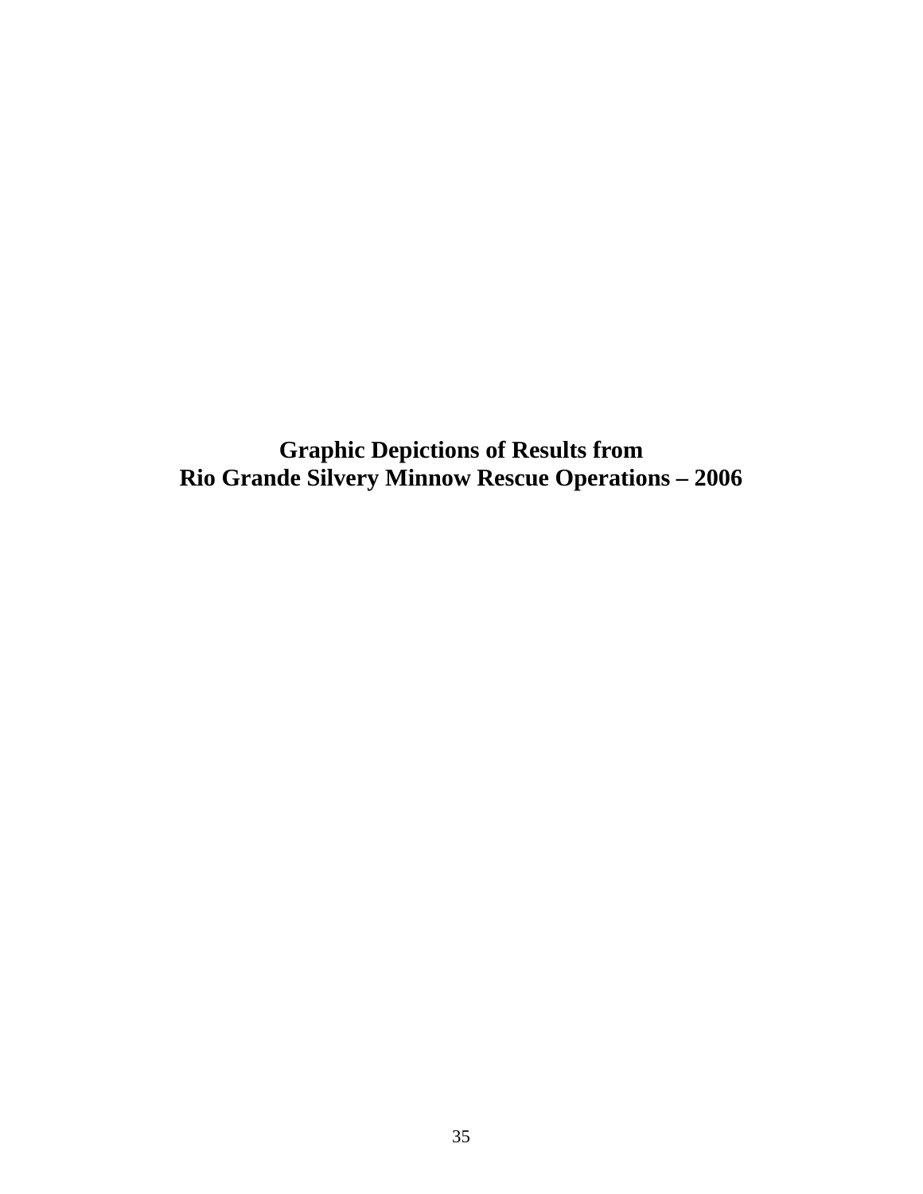# Graphic Depictions of Results from Rio Grande Silvery Minnow Rescue Operations – 2006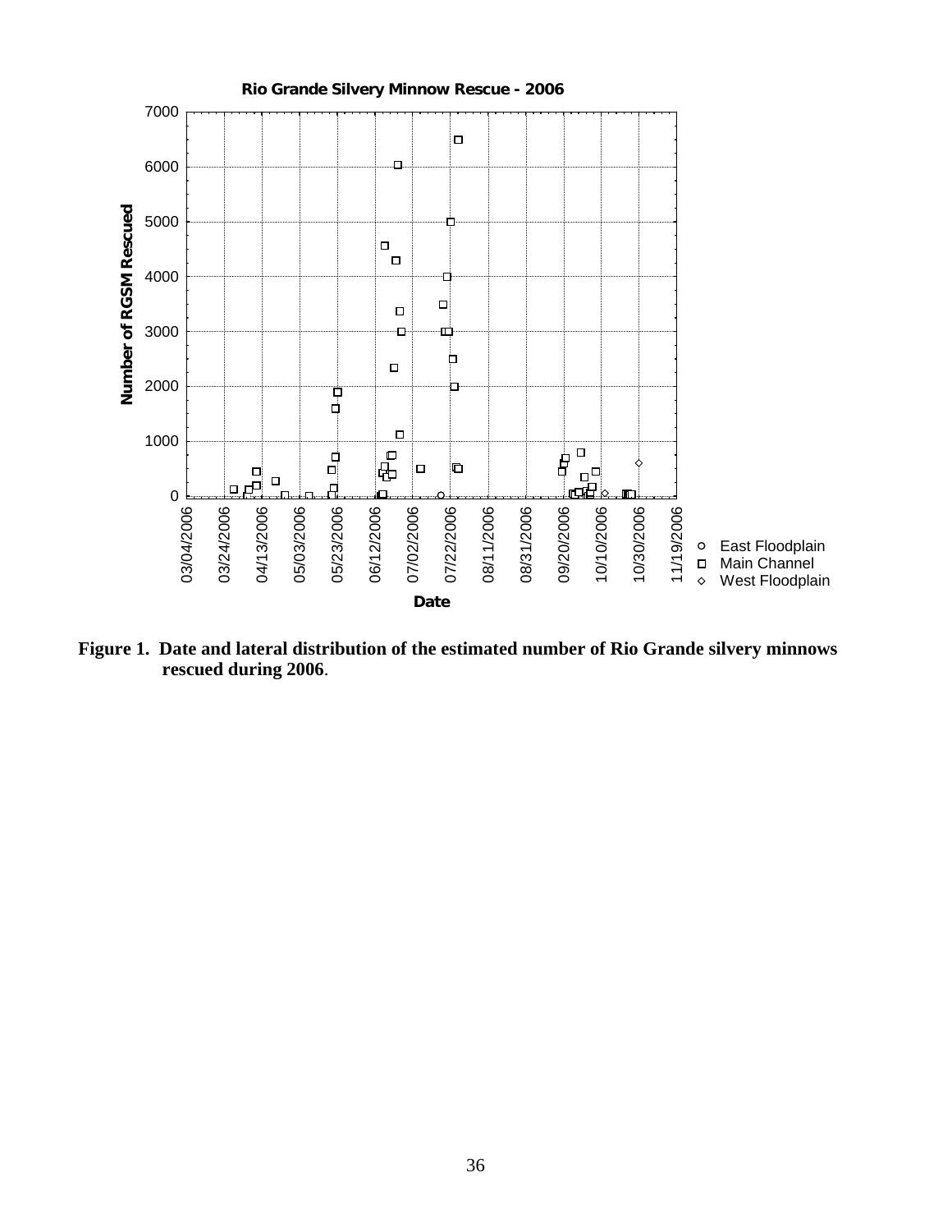**Figure 1. Date and lateral distribution of the estimated number of Rio Grande silvery minnows rescued during 2006.**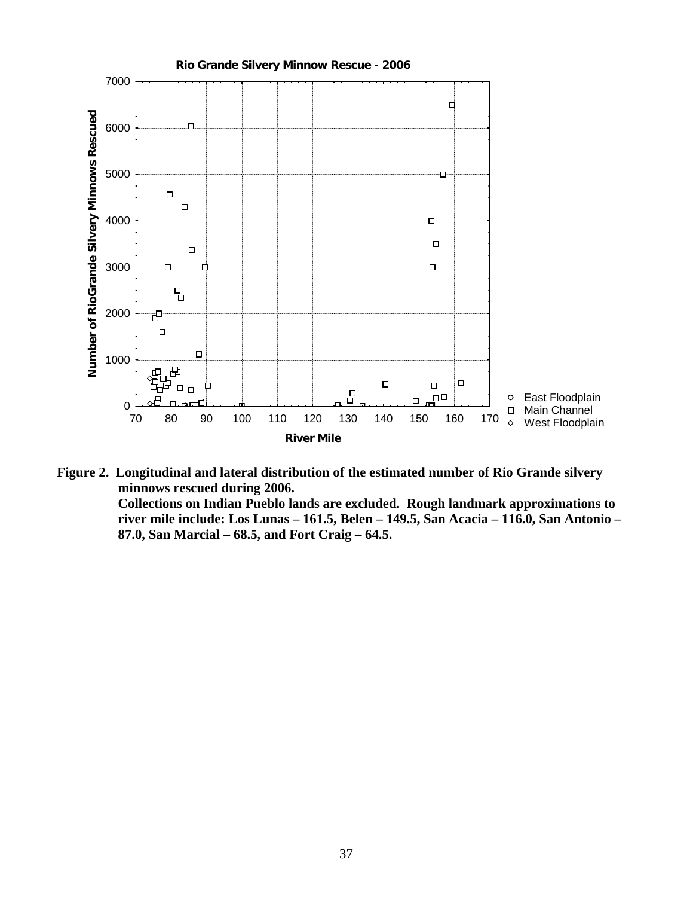**Figure 2. Longitudinal and lateral distribution of the estimated number of Rio Grande silvery minnows rescued during 2006.**
**Collections on Indian Pueblo lands are excluded. Rough landmark approximations to river mile include: Los Lunas – 161.5, Belen – 149.5, San Acacia – 116.0, San Antonio – 87.0, San Marcial – 68.5, and Fort Craig – 64.5.**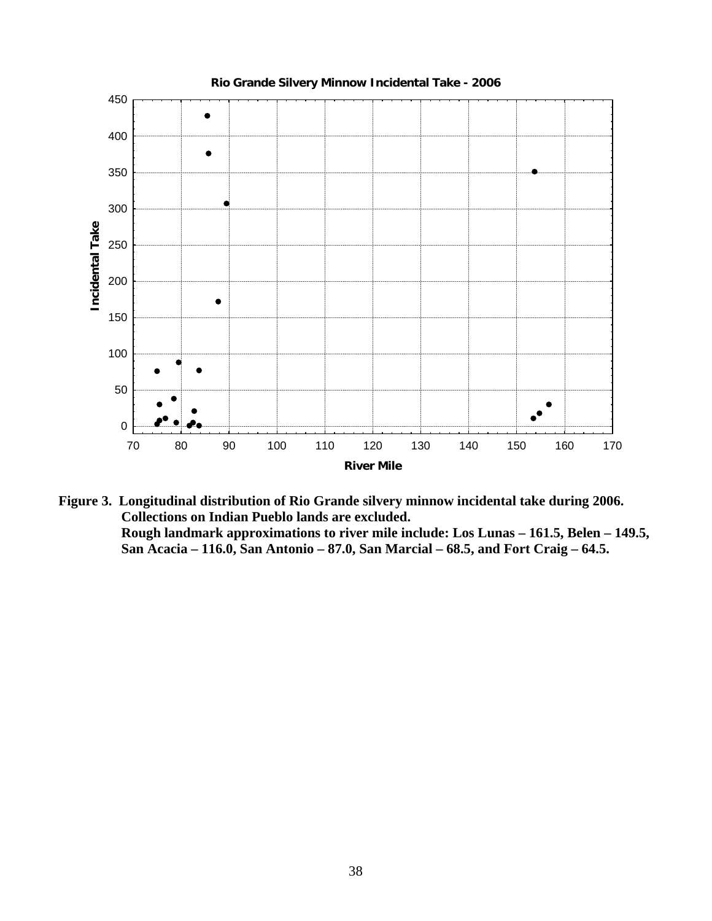**Rio Grande Silvery Minnow Incidental Take - 2006**

**Figure 3. Longitudinal distribution of Rio Grande silvery minnow incidental take during 2006. Collections on Indian Pueblo lands are excluded. Rough landmark approximations to river mile include: Los Lunas – 161.5, Belen – 149.5, San Acacia – 116.0, San Antonio – 87.0, San Marcial – 68.5, and Fort Craig – 64.5.**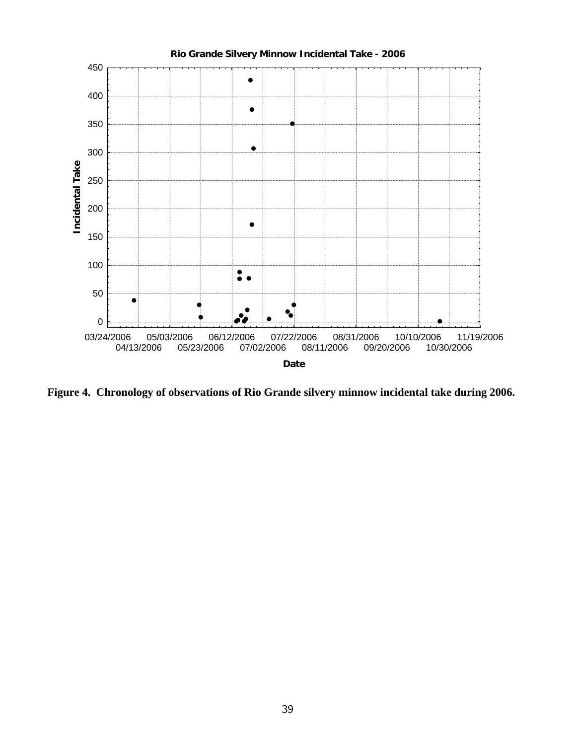**Rio Grande Silvery Minnow Incidental Take - 2006**

Incidental Take

450
400
350
300
250
200
150
100
50
0

03/24/2006 05/03/2006 06/12/2006 07/22/2006 08/31/2006 10/10/2006 11/19/2006
04/13/2006 05/23/2006 07/02/2006 08/11/2006 09/20/2006 10/30/2006

Date

**Figure 4. Chronology of observations of Rio Grande silvery minnow incidental take during 2006.**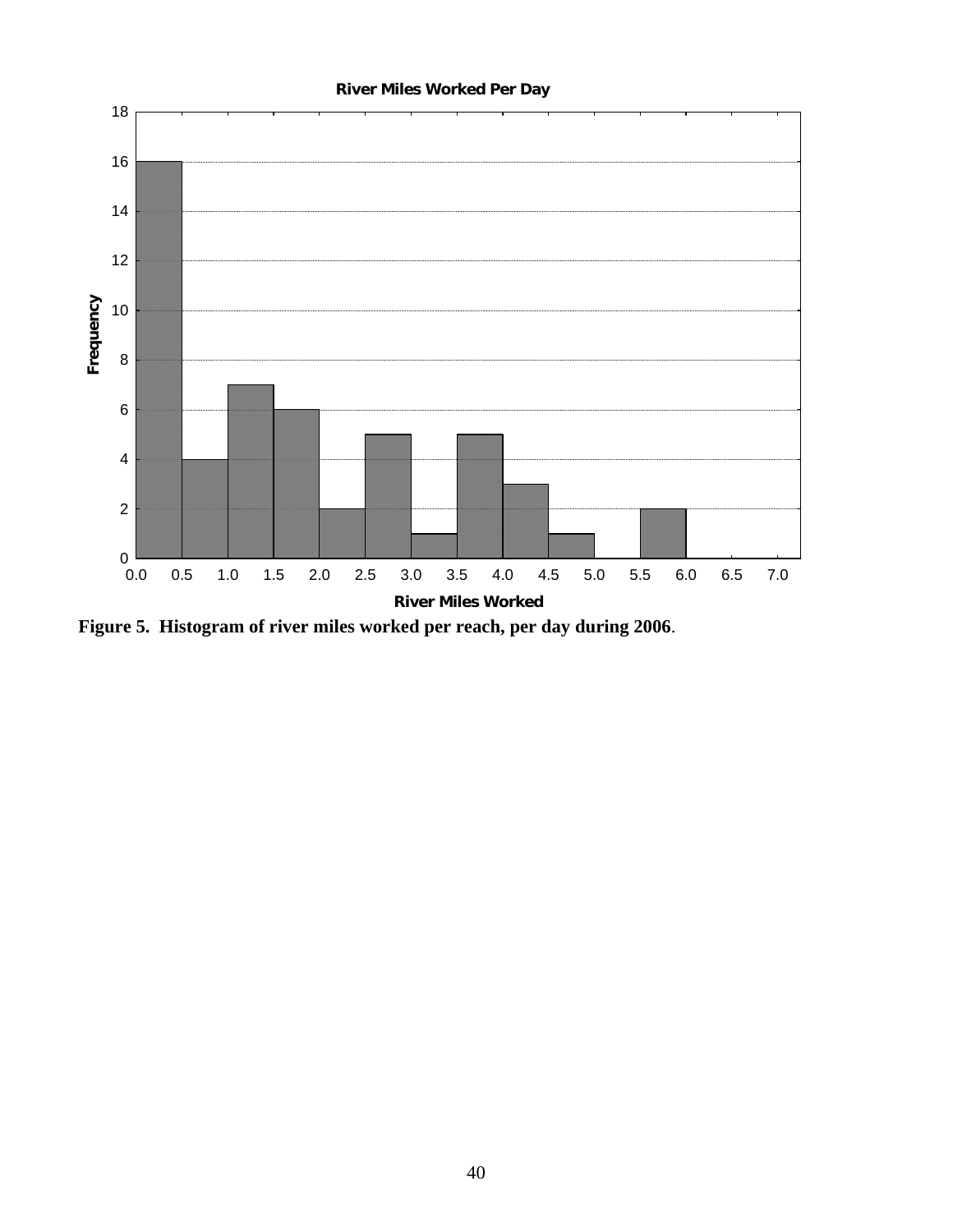Figure 5. Histogram of river miles worked per reach, per day during 2006.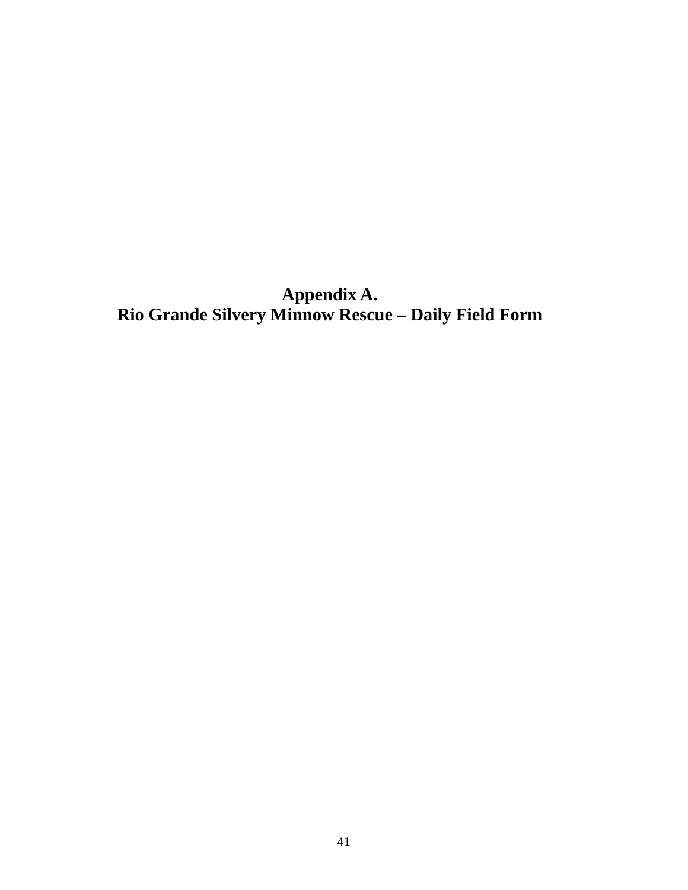# Appendix A.
# Rio Grande Silvery Minnow Rescue – Daily Field Form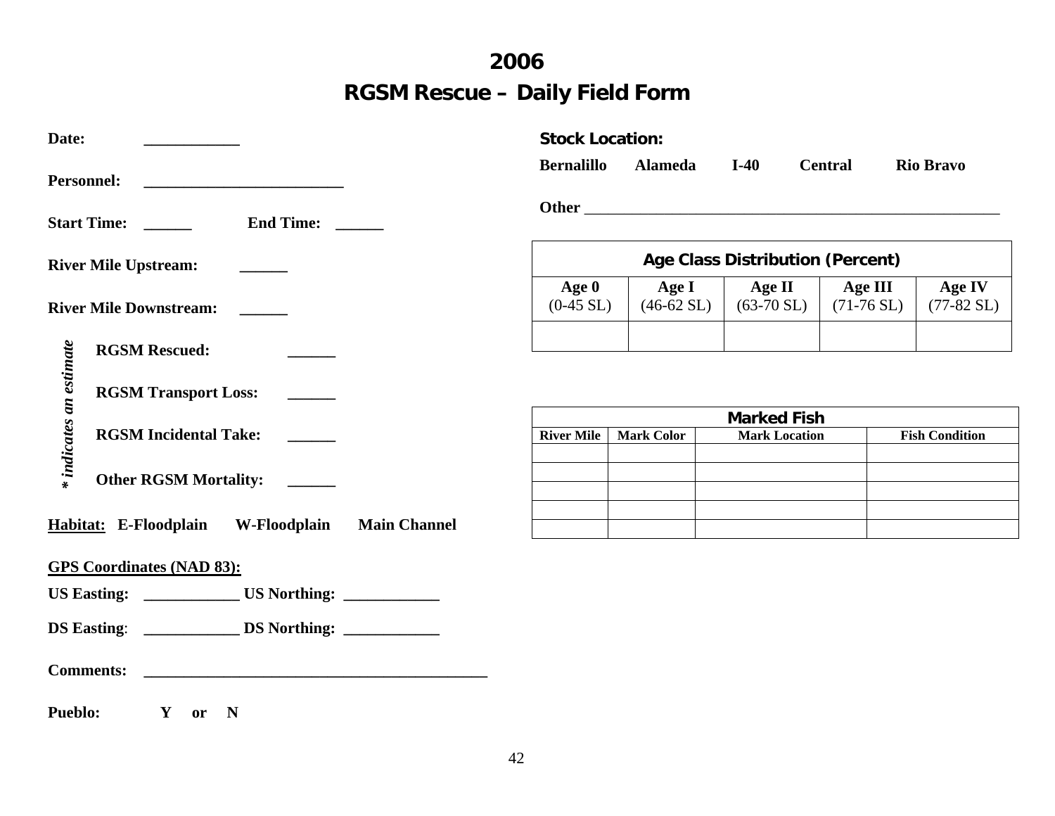# 2006

# RGSM Rescue – Daily Field Form

**Date:** ____________

**Personnel:** _________________________

**Start Time:** ______ **End Time:** ______

**River Mile Upstream:** ______

**River Mile Downstream:** ______

*\* indicates an estimate*

**RGSM Rescued:** ______

**RGSM Transport Loss:** ______

**RGSM Incidental Take:** ______

**Other RGSM Mortality:** ______

**Habitat:** **E-Floodplain** **W-Floodplain** **Main Channel**

**GPS Coordinates (NAD 83):**

**US Easting:** ____________ **US Northing:** ____________

**DS Easting**: ____________ **DS Northing:** ____________

**Comments:** _____________________________________________

**Pueblo:** **Y or N**

**Stock Location:**

**Bernalillo** **Alameda** **I-40** **Central** **Rio Bravo**

**Other** ______________________________________________________

| Age Class Distribution (Percent) | | | | |
|---|---|---|---|---|
| **Age 0** (0-45 SL) | **Age I** (46-62 SL) | **Age II** (63-70 SL) | **Age III** (71-76 SL) | **Age IV** (77-82 SL) |
| | | | | |

| Marked Fish | | | |
|---|---|---|---|
| **River Mile** | **Mark Color** | **Mark Location** | **Fish Condition** |
| | | | |
| | | | |
| | | | |
| | | | |
| | | | |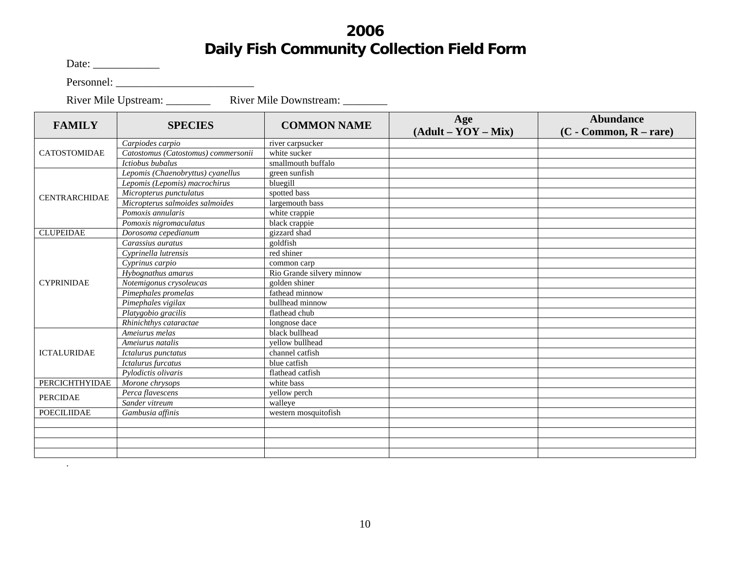# 2006
# Daily Fish Community Collection Field Form

Date: ____________

Personnel: _________________________

River Mile Upstream: ________ River Mile Downstream: ________

| FAMILY | SPECIES | COMMON NAME | Age (Adult – YOY – Mix) | Abundance (C - Common, R – rare) |
|---|---|---|---|---|
| CATOSTOMIDAE | *Carpiodes carpio* | river carpsucker | | |
| | *Catostomus (Catostomus) commersonii* | white sucker | | |
| | *Ictiobus bubalus* | smallmouth buffalo | | |
| CENTRARCHIDAE | *Lepomis (Chaenobryttus) cyanellus* | green sunfish | | |
| | *Lepomis (Lepomis) macrochirus* | bluegill | | |
| | *Micropterus punctulatus* | spotted bass | | |
| | *Micropterus salmoides salmoides* | largemouth bass | | |
| | *Pomoxis annularis* | white crappie | | |
| | *Pomoxis nigromaculatus* | black crappie | | |
| CLUPEIDAE | *Dorosoma cepedianum* | gizzard shad | | |
| CYPRINIDAE | *Carassius auratus* | goldfish | | |
| | *Cyprinella lutrensis* | red shiner | | |
| | *Cyprinus carpio* | common carp | | |
| | *Hybognathus amarus* | Rio Grande silvery minnow | | |
| | *Notemigonus crysoleucas* | golden shiner | | |
| | *Pimephales promelas* | fathead minnow | | |
| | *Pimephales vigilax* | bullhead minnow | | |
| | *Platygobio gracilis* | flathead chub | | |
| | *Rhinichthys cataractae* | longnose dace | | |
| ICTALURIDAE | *Ameiurus melas* | black bullhead | | |
| | *Ameiurus natalis* | yellow bullhead | | |
| | *Ictalurus punctatus* | channel catfish | | |
| | *Ictalurus furcatus* | blue catfish | | |
| | *Pylodictis olivaris* | flathead catfish | | |
| PERCICHTHYIDAE | *Morone chrysops* | white bass | | |
| PERCIDAE | *Perca flavescens* | yellow perch | | |
| | *Sander vitreum* | walleye | | |
| POECILIIDAE | *Gambusia affinis* | western mosquitofish | | |
| | | | | |
| | | | | |
| | | | | |
| | | | | |